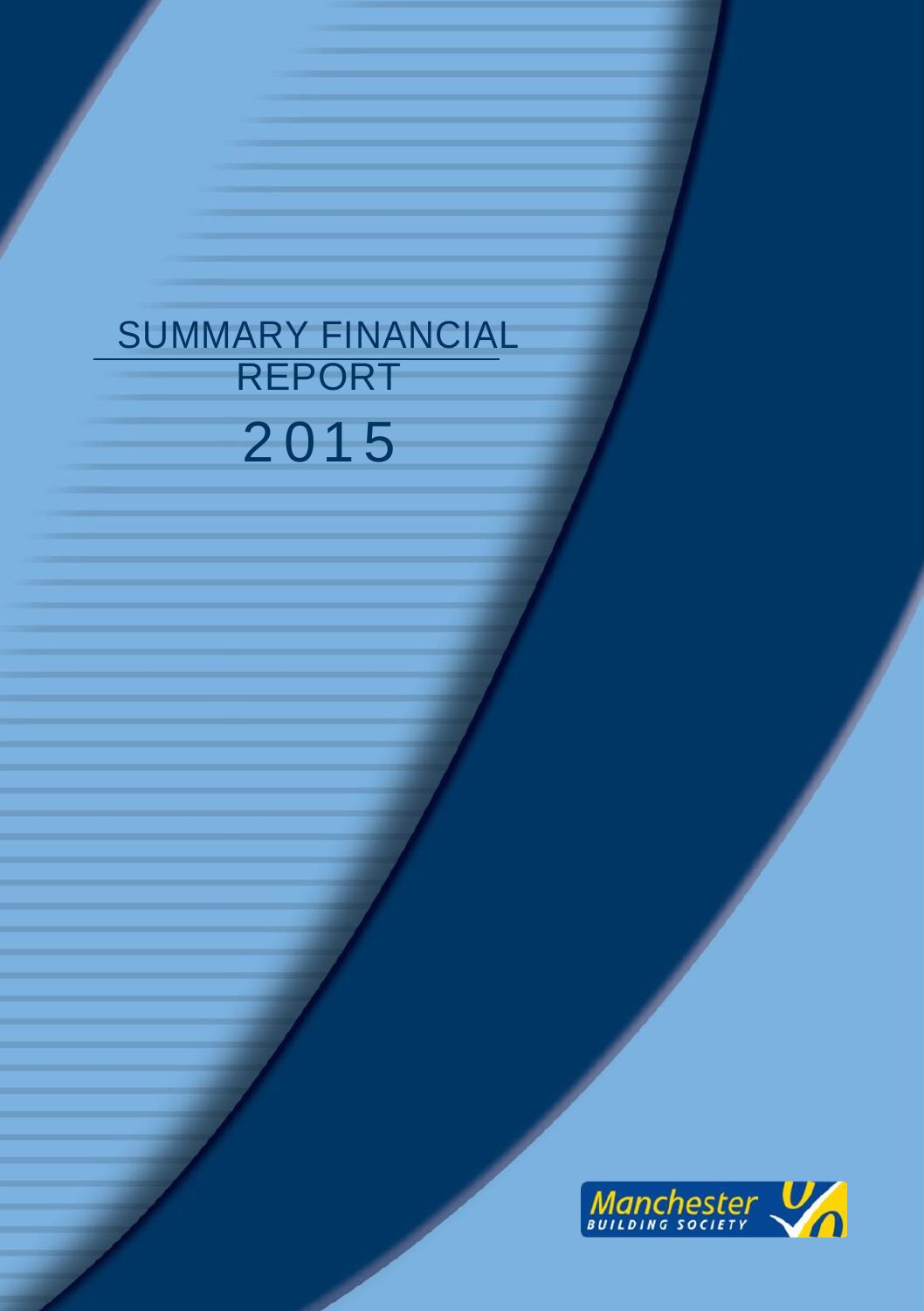# SUMMARY FINANCIAL REPORT

# 2015

Manchester BUILDING SOCIETY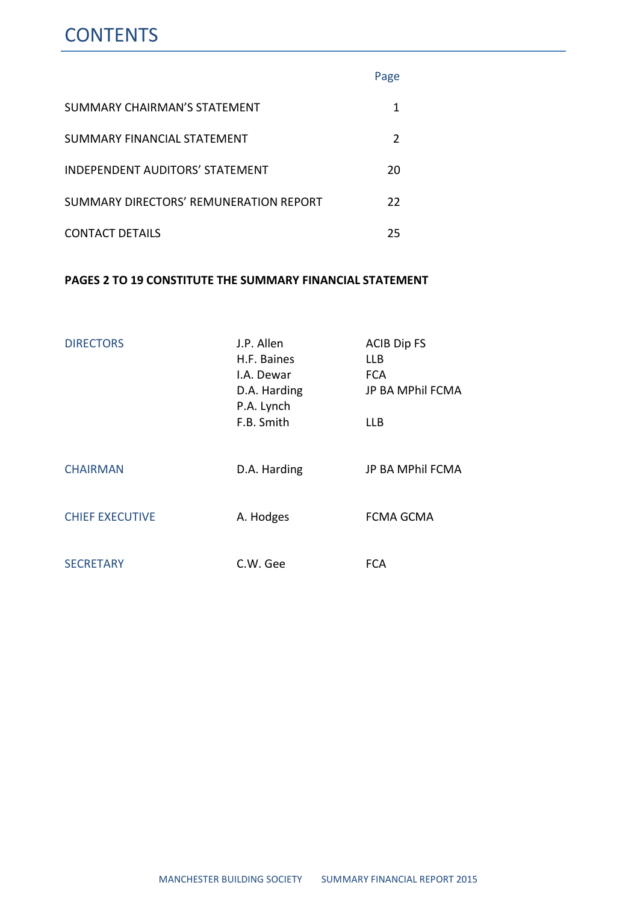# CONTENTS

| | Page |
|---|---|
| SUMMARY CHAIRMAN'S STATEMENT | 1 |
| SUMMARY FINANCIAL STATEMENT | 2 |
| INDEPENDENT AUDITORS' STATEMENT | 20 |
| SUMMARY DIRECTORS' REMUNERATION REPORT | 22 |
| CONTACT DETAILS | 25 |

**PAGES 2 TO 19 CONSTITUTE THE SUMMARY FINANCIAL STATEMENT**

| | | |
|---|---|---|
| DIRECTORS | J.P. Allen | ACIB Dip FS |
| | H.F. Baines | LLB |
| | I.A. Dewar | FCA |
| | D.A. Harding | JP BA MPhil FCMA |
| | P.A. Lynch | |
| | F.B. Smith | LLB |
| CHAIRMAN | D.A. Harding | JP BA MPhil FCMA |
| CHIEF EXECUTIVE | A. Hodges | FCMA GCMA |
| SECRETARY | C.W. Gee | FCA |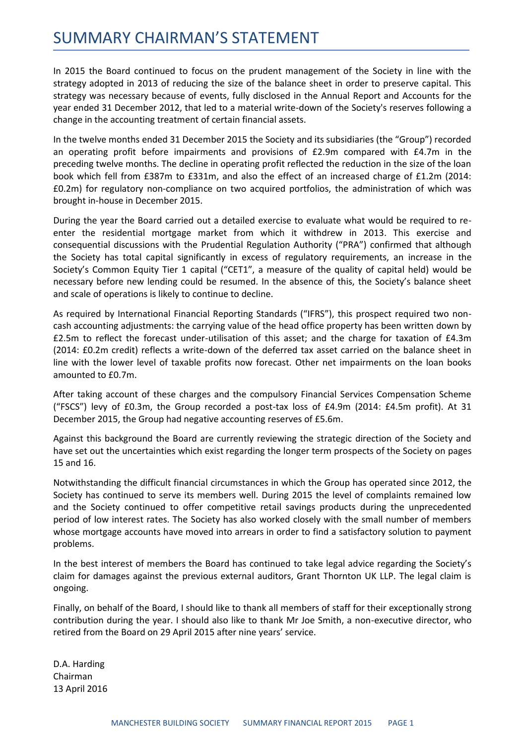# SUMMARY CHAIRMAN'S STATEMENT

In 2015 the Board continued to focus on the prudent management of the Society in line with the strategy adopted in 2013 of reducing the size of the balance sheet in order to preserve capital. This strategy was necessary because of events, fully disclosed in the Annual Report and Accounts for the year ended 31 December 2012, that led to a material write-down of the Society's reserves following a change in the accounting treatment of certain financial assets.

In the twelve months ended 31 December 2015 the Society and its subsidiaries (the "Group") recorded an operating profit before impairments and provisions of £2.9m compared with £4.7m in the preceding twelve months. The decline in operating profit reflected the reduction in the size of the loan book which fell from £387m to £331m, and also the effect of an increased charge of £1.2m (2014: £0.2m) for regulatory non-compliance on two acquired portfolios, the administration of which was brought in-house in December 2015.

During the year the Board carried out a detailed exercise to evaluate what would be required to re-enter the residential mortgage market from which it withdrew in 2013. This exercise and consequential discussions with the Prudential Regulation Authority ("PRA") confirmed that although the Society has total capital significantly in excess of regulatory requirements, an increase in the Society's Common Equity Tier 1 capital ("CET1", a measure of the quality of capital held) would be necessary before new lending could be resumed. In the absence of this, the Society's balance sheet and scale of operations is likely to continue to decline.

As required by International Financial Reporting Standards ("IFRS"), this prospect required two non-cash accounting adjustments: the carrying value of the head office property has been written down by £2.5m to reflect the forecast under-utilisation of this asset; and the charge for taxation of £4.3m (2014: £0.2m credit) reflects a write-down of the deferred tax asset carried on the balance sheet in line with the lower level of taxable profits now forecast. Other net impairments on the loan books amounted to £0.7m.

After taking account of these charges and the compulsory Financial Services Compensation Scheme ("FSCS") levy of £0.3m, the Group recorded a post-tax loss of £4.9m (2014: £4.5m profit). At 31 December 2015, the Group had negative accounting reserves of £5.6m.

Against this background the Board are currently reviewing the strategic direction of the Society and have set out the uncertainties which exist regarding the longer term prospects of the Society on pages 15 and 16.

Notwithstanding the difficult financial circumstances in which the Group has operated since 2012, the Society has continued to serve its members well. During 2015 the level of complaints remained low and the Society continued to offer competitive retail savings products during the unprecedented period of low interest rates. The Society has also worked closely with the small number of members whose mortgage accounts have moved into arrears in order to find a satisfactory solution to payment problems.

In the best interest of members the Board has continued to take legal advice regarding the Society's claim for damages against the previous external auditors, Grant Thornton UK LLP. The legal claim is ongoing.

Finally, on behalf of the Board, I should like to thank all members of staff for their exceptionally strong contribution during the year. I should also like to thank Mr Joe Smith, a non-executive director, who retired from the Board on 29 April 2015 after nine years' service.

D.A. Harding
Chairman
13 April 2016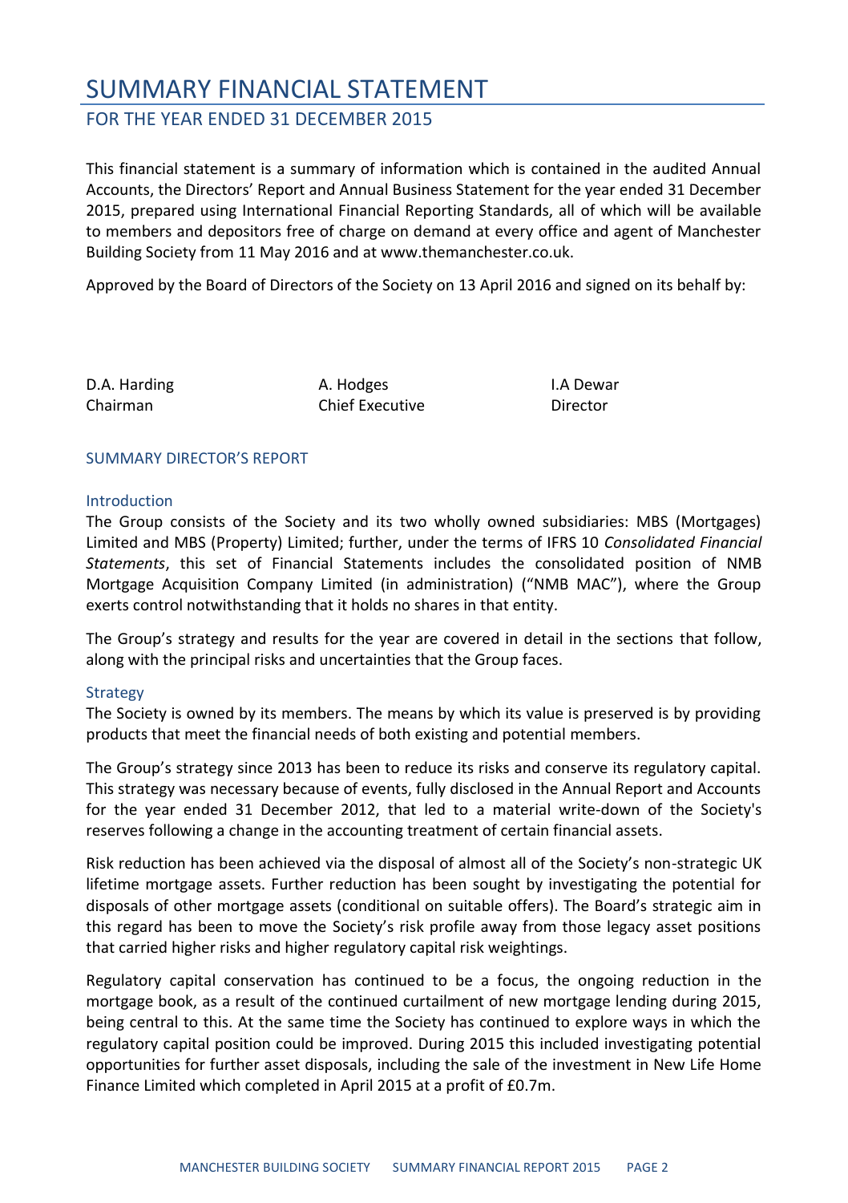# SUMMARY FINANCIAL STATEMENT

## FOR THE YEAR ENDED 31 DECEMBER 2015

This financial statement is a summary of information which is contained in the audited Annual Accounts, the Directors' Report and Annual Business Statement for the year ended 31 December 2015, prepared using International Financial Reporting Standards, all of which will be available to members and depositors free of charge on demand at every office and agent of Manchester Building Society from 11 May 2016 and at www.themanchester.co.uk.

Approved by the Board of Directors of the Society on 13 April 2016 and signed on its behalf by:

| D.A. Harding | A. Hodges | I.A Dewar |
|---|---|---|
| Chairman | Chief Executive | Director |

### SUMMARY DIRECTOR'S REPORT

#### Introduction

The Group consists of the Society and its two wholly owned subsidiaries: MBS (Mortgages) Limited and MBS (Property) Limited; further, under the terms of IFRS 10 *Consolidated Financial Statements*, this set of Financial Statements includes the consolidated position of NMB Mortgage Acquisition Company Limited (in administration) ("NMB MAC"), where the Group exerts control notwithstanding that it holds no shares in that entity.

The Group's strategy and results for the year are covered in detail in the sections that follow, along with the principal risks and uncertainties that the Group faces.

#### Strategy

The Society is owned by its members. The means by which its value is preserved is by providing products that meet the financial needs of both existing and potential members.

The Group's strategy since 2013 has been to reduce its risks and conserve its regulatory capital. This strategy was necessary because of events, fully disclosed in the Annual Report and Accounts for the year ended 31 December 2012, that led to a material write-down of the Society's reserves following a change in the accounting treatment of certain financial assets.

Risk reduction has been achieved via the disposal of almost all of the Society's non-strategic UK lifetime mortgage assets. Further reduction has been sought by investigating the potential for disposals of other mortgage assets (conditional on suitable offers). The Board's strategic aim in this regard has been to move the Society's risk profile away from those legacy asset positions that carried higher risks and higher regulatory capital risk weightings.

Regulatory capital conservation has continued to be a focus, the ongoing reduction in the mortgage book, as a result of the continued curtailment of new mortgage lending during 2015, being central to this. At the same time the Society has continued to explore ways in which the regulatory capital position could be improved. During 2015 this included investigating potential opportunities for further asset disposals, including the sale of the investment in New Life Home Finance Limited which completed in April 2015 at a profit of £0.7m.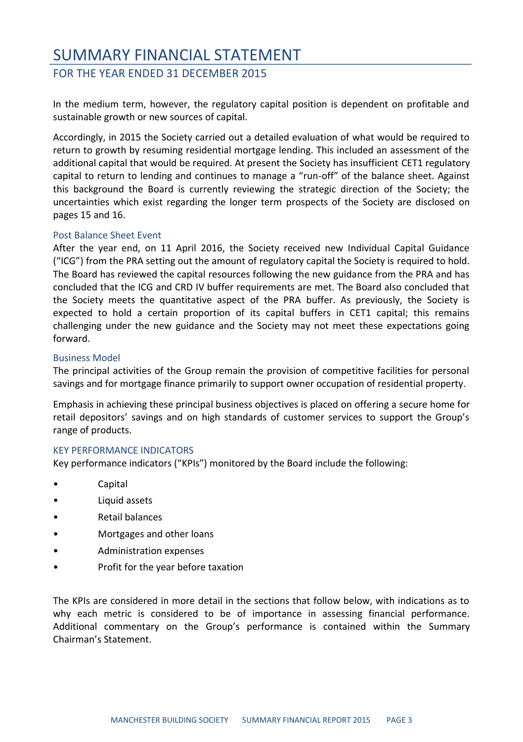# SUMMARY FINANCIAL STATEMENT

## FOR THE YEAR ENDED 31 DECEMBER 2015

In the medium term, however, the regulatory capital position is dependent on profitable and sustainable growth or new sources of capital.

Accordingly, in 2015 the Society carried out a detailed evaluation of what would be required to return to growth by resuming residential mortgage lending. This included an assessment of the additional capital that would be required. At present the Society has insufficient CET1 regulatory capital to return to lending and continues to manage a "run-off" of the balance sheet. Against this background the Board is currently reviewing the strategic direction of the Society; the uncertainties which exist regarding the longer term prospects of the Society are disclosed on pages 15 and 16.

### Post Balance Sheet Event

After the year end, on 11 April 2016, the Society received new Individual Capital Guidance ("ICG") from the PRA setting out the amount of regulatory capital the Society is required to hold. The Board has reviewed the capital resources following the new guidance from the PRA and has concluded that the ICG and CRD IV buffer requirements are met. The Board also concluded that the Society meets the quantitative aspect of the PRA buffer. As previously, the Society is expected to hold a certain proportion of its capital buffers in CET1 capital; this remains challenging under the new guidance and the Society may not meet these expectations going forward.

### Business Model

The principal activities of the Group remain the provision of competitive facilities for personal savings and for mortgage finance primarily to support owner occupation of residential property.

Emphasis in achieving these principal business objectives is placed on offering a secure home for retail depositors' savings and on high standards of customer services to support the Group's range of products.

### KEY PERFORMANCE INDICATORS

Key performance indicators ("KPIs") monitored by the Board include the following:

- Capital
- Liquid assets
- Retail balances
- Mortgages and other loans
- Administration expenses
- Profit for the year before taxation

The KPIs are considered in more detail in the sections that follow below, with indications as to why each metric is considered to be of importance in assessing financial performance. Additional commentary on the Group's performance is contained within the Summary Chairman's Statement.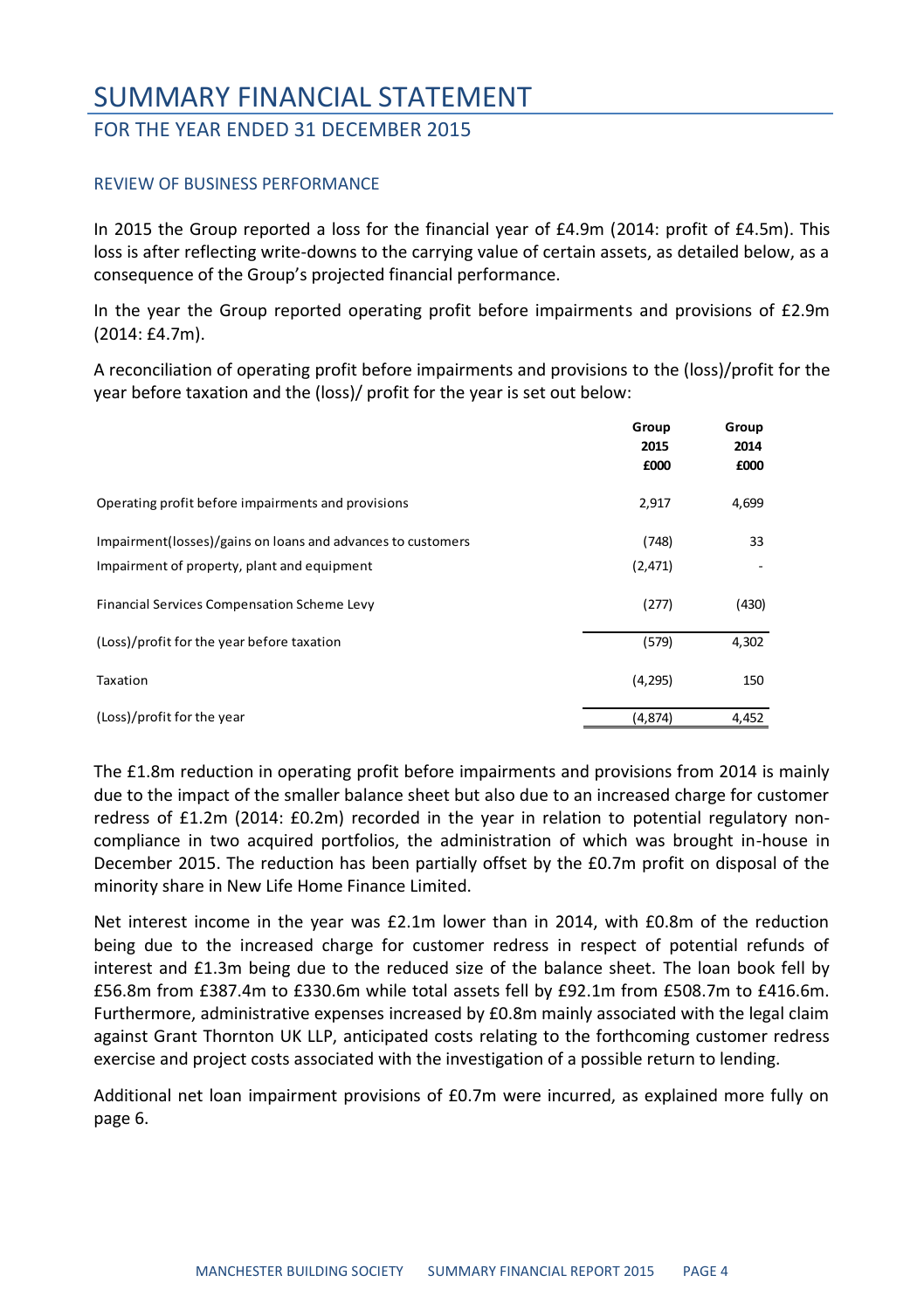# SUMMARY FINANCIAL STATEMENT

## FOR THE YEAR ENDED 31 DECEMBER 2015

### REVIEW OF BUSINESS PERFORMANCE

In 2015 the Group reported a loss for the financial year of £4.9m (2014: profit of £4.5m). This loss is after reflecting write-downs to the carrying value of certain assets, as detailed below, as a consequence of the Group's projected financial performance.

In the year the Group reported operating profit before impairments and provisions of £2.9m (2014: £4.7m).

A reconciliation of operating profit before impairments and provisions to the (loss)/profit for the year before taxation and the (loss)/ profit for the year is set out below:

| | Group 2015 £000 | Group 2014 £000 |
|---|---|---|
| Operating profit before impairments and provisions | 2,917 | 4,699 |
| Impairment(losses)/gains on loans and advances to customers | (748) | 33 |
| Impairment of property, plant and equipment | (2,471) | - |
| Financial Services Compensation Scheme Levy | (277) | (430) |
| (Loss)/profit for the year before taxation | (579) | 4,302 |
| Taxation | (4,295) | 150 |
| (Loss)/profit for the year | (4,874) | 4,452 |

The £1.8m reduction in operating profit before impairments and provisions from 2014 is mainly due to the impact of the smaller balance sheet but also due to an increased charge for customer redress of £1.2m (2014: £0.2m) recorded in the year in relation to potential regulatory non-compliance in two acquired portfolios, the administration of which was brought in-house in December 2015. The reduction has been partially offset by the £0.7m profit on disposal of the minority share in New Life Home Finance Limited.

Net interest income in the year was £2.1m lower than in 2014, with £0.8m of the reduction being due to the increased charge for customer redress in respect of potential refunds of interest and £1.3m being due to the reduced size of the balance sheet. The loan book fell by £56.8m from £387.4m to £330.6m while total assets fell by £92.1m from £508.7m to £416.6m. Furthermore, administrative expenses increased by £0.8m mainly associated with the legal claim against Grant Thornton UK LLP, anticipated costs relating to the forthcoming customer redress exercise and project costs associated with the investigation of a possible return to lending.

Additional net loan impairment provisions of £0.7m were incurred, as explained more fully on page 6.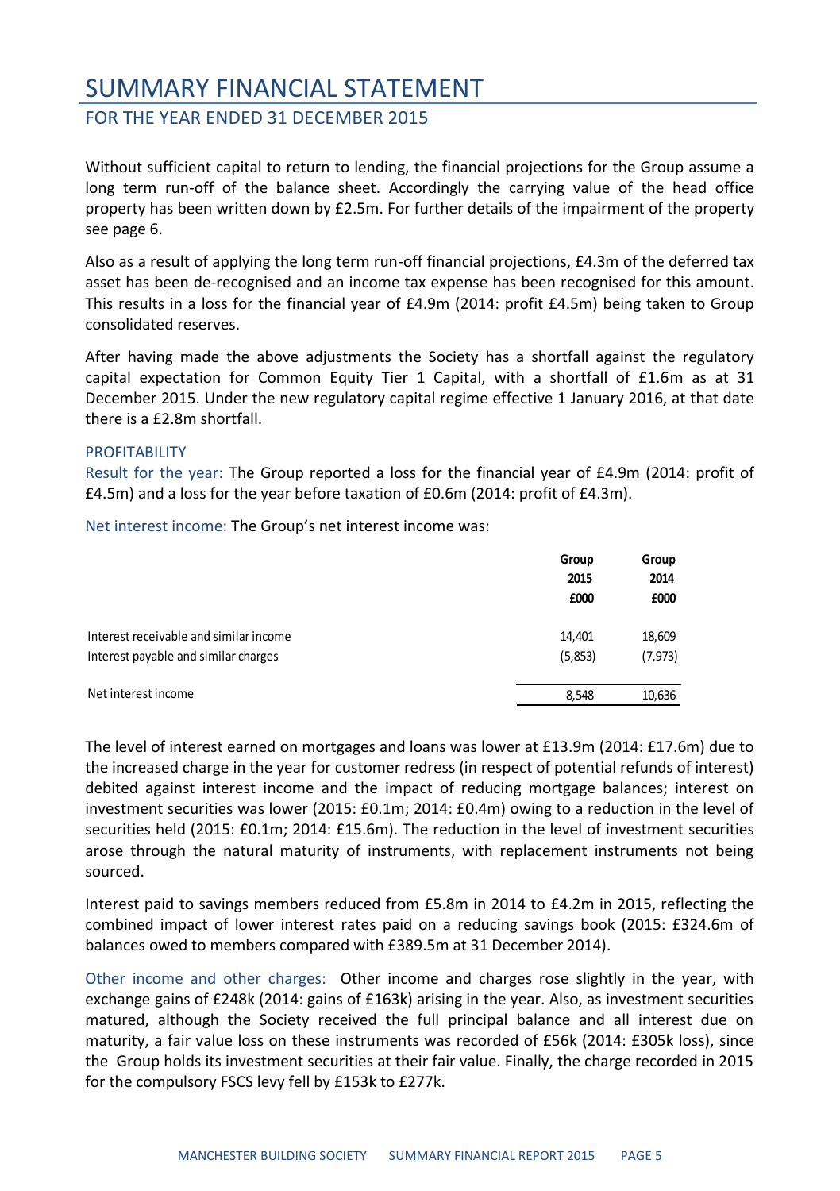# SUMMARY FINANCIAL STATEMENT

## FOR THE YEAR ENDED 31 DECEMBER 2015

Without sufficient capital to return to lending, the financial projections for the Group assume a long term run-off of the balance sheet. Accordingly the carrying value of the head office property has been written down by £2.5m. For further details of the impairment of the property see page 6.

Also as a result of applying the long term run-off financial projections, £4.3m of the deferred tax asset has been de-recognised and an income tax expense has been recognised for this amount. This results in a loss for the financial year of £4.9m (2014: profit £4.5m) being taken to Group consolidated reserves.

After having made the above adjustments the Society has a shortfall against the regulatory capital expectation for Common Equity Tier 1 Capital, with a shortfall of £1.6m as at 31 December 2015. Under the new regulatory capital regime effective 1 January 2016, at that date there is a £2.8m shortfall.

### PROFITABILITY

Result for the year: The Group reported a loss for the financial year of £4.9m (2014: profit of £4.5m) and a loss for the year before taxation of £0.6m (2014: profit of £4.3m).

Net interest income: The Group's net interest income was:

| | Group 2015 £000 | Group 2014 £000 |
|---|---|---|
| Interest receivable and similar income | 14,401 | 18,609 |
| Interest payable and similar charges | (5,853) | (7,973) |
| Net interest income | 8,548 | 10,636 |

The level of interest earned on mortgages and loans was lower at £13.9m (2014: £17.6m) due to the increased charge in the year for customer redress (in respect of potential refunds of interest) debited against interest income and the impact of reducing mortgage balances; interest on investment securities was lower (2015: £0.1m; 2014: £0.4m) owing to a reduction in the level of securities held (2015: £0.1m; 2014: £15.6m). The reduction in the level of investment securities arose through the natural maturity of instruments, with replacement instruments not being sourced.

Interest paid to savings members reduced from £5.8m in 2014 to £4.2m in 2015, reflecting the combined impact of lower interest rates paid on a reducing savings book (2015: £324.6m of balances owed to members compared with £389.5m at 31 December 2014).

Other income and other charges: Other income and charges rose slightly in the year, with exchange gains of £248k (2014: gains of £163k) arising in the year. Also, as investment securities matured, although the Society received the full principal balance and all interest due on maturity, a fair value loss on these instruments was recorded of £56k (2014: £305k loss), since the Group holds its investment securities at their fair value. Finally, the charge recorded in 2015 for the compulsory FSCS levy fell by £153k to £277k.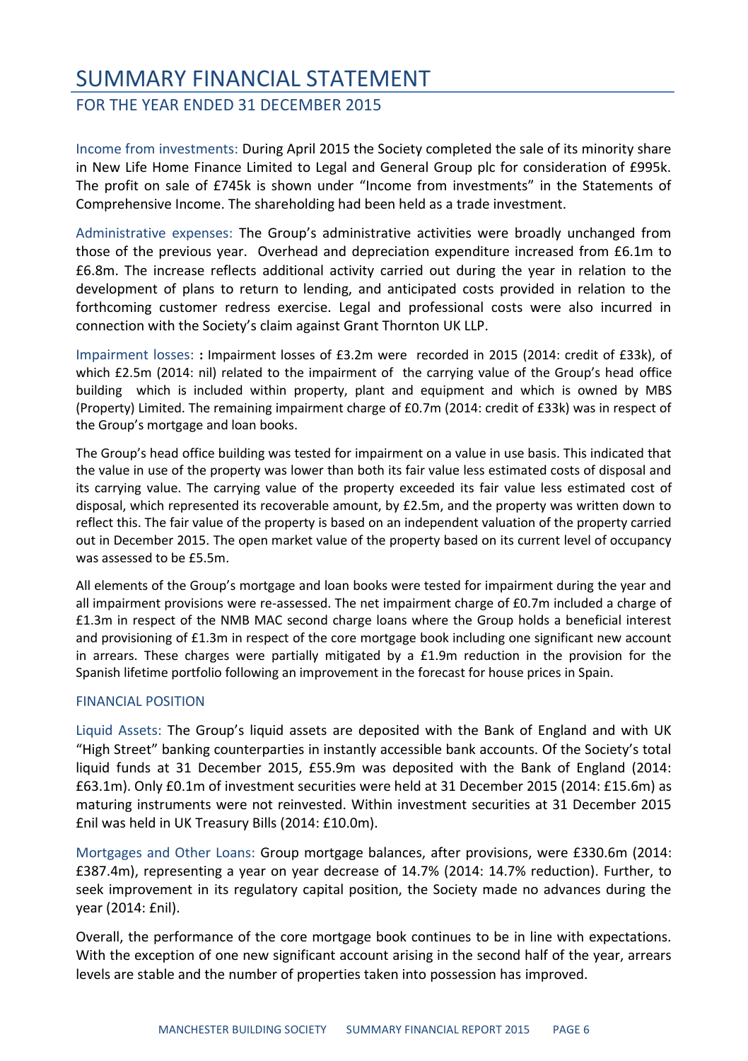# SUMMARY FINANCIAL STATEMENT

## FOR THE YEAR ENDED 31 DECEMBER 2015

Income from investments: During April 2015 the Society completed the sale of its minority share in New Life Home Finance Limited to Legal and General Group plc for consideration of £995k. The profit on sale of £745k is shown under "Income from investments" in the Statements of Comprehensive Income. The shareholding had been held as a trade investment.

Administrative expenses: The Group's administrative activities were broadly unchanged from those of the previous year. Overhead and depreciation expenditure increased from £6.1m to £6.8m. The increase reflects additional activity carried out during the year in relation to the development of plans to return to lending, and anticipated costs provided in relation to the forthcoming customer redress exercise. Legal and professional costs were also incurred in connection with the Society's claim against Grant Thornton UK LLP.

Impairment losses: **:** Impairment losses of £3.2m were recorded in 2015 (2014: credit of £33k), of which £2.5m (2014: nil) related to the impairment of the carrying value of the Group's head office building which is included within property, plant and equipment and which is owned by MBS (Property) Limited. The remaining impairment charge of £0.7m (2014: credit of £33k) was in respect of the Group's mortgage and loan books.

The Group's head office building was tested for impairment on a value in use basis. This indicated that the value in use of the property was lower than both its fair value less estimated costs of disposal and its carrying value. The carrying value of the property exceeded its fair value less estimated cost of disposal, which represented its recoverable amount, by £2.5m, and the property was written down to reflect this. The fair value of the property is based on an independent valuation of the property carried out in December 2015. The open market value of the property based on its current level of occupancy was assessed to be £5.5m.

All elements of the Group's mortgage and loan books were tested for impairment during the year and all impairment provisions were re-assessed. The net impairment charge of £0.7m included a charge of £1.3m in respect of the NMB MAC second charge loans where the Group holds a beneficial interest and provisioning of £1.3m in respect of the core mortgage book including one significant new account in arrears. These charges were partially mitigated by a £1.9m reduction in the provision for the Spanish lifetime portfolio following an improvement in the forecast for house prices in Spain.

### FINANCIAL POSITION

Liquid Assets: The Group's liquid assets are deposited with the Bank of England and with UK "High Street" banking counterparties in instantly accessible bank accounts. Of the Society's total liquid funds at 31 December 2015, £55.9m was deposited with the Bank of England (2014: £63.1m). Only £0.1m of investment securities were held at 31 December 2015 (2014: £15.6m) as maturing instruments were not reinvested. Within investment securities at 31 December 2015 £nil was held in UK Treasury Bills (2014: £10.0m).

Mortgages and Other Loans: Group mortgage balances, after provisions, were £330.6m (2014: £387.4m), representing a year on year decrease of 14.7% (2014: 14.7% reduction). Further, to seek improvement in its regulatory capital position, the Society made no advances during the year (2014: £nil).

Overall, the performance of the core mortgage book continues to be in line with expectations. With the exception of one new significant account arising in the second half of the year, arrears levels are stable and the number of properties taken into possession has improved.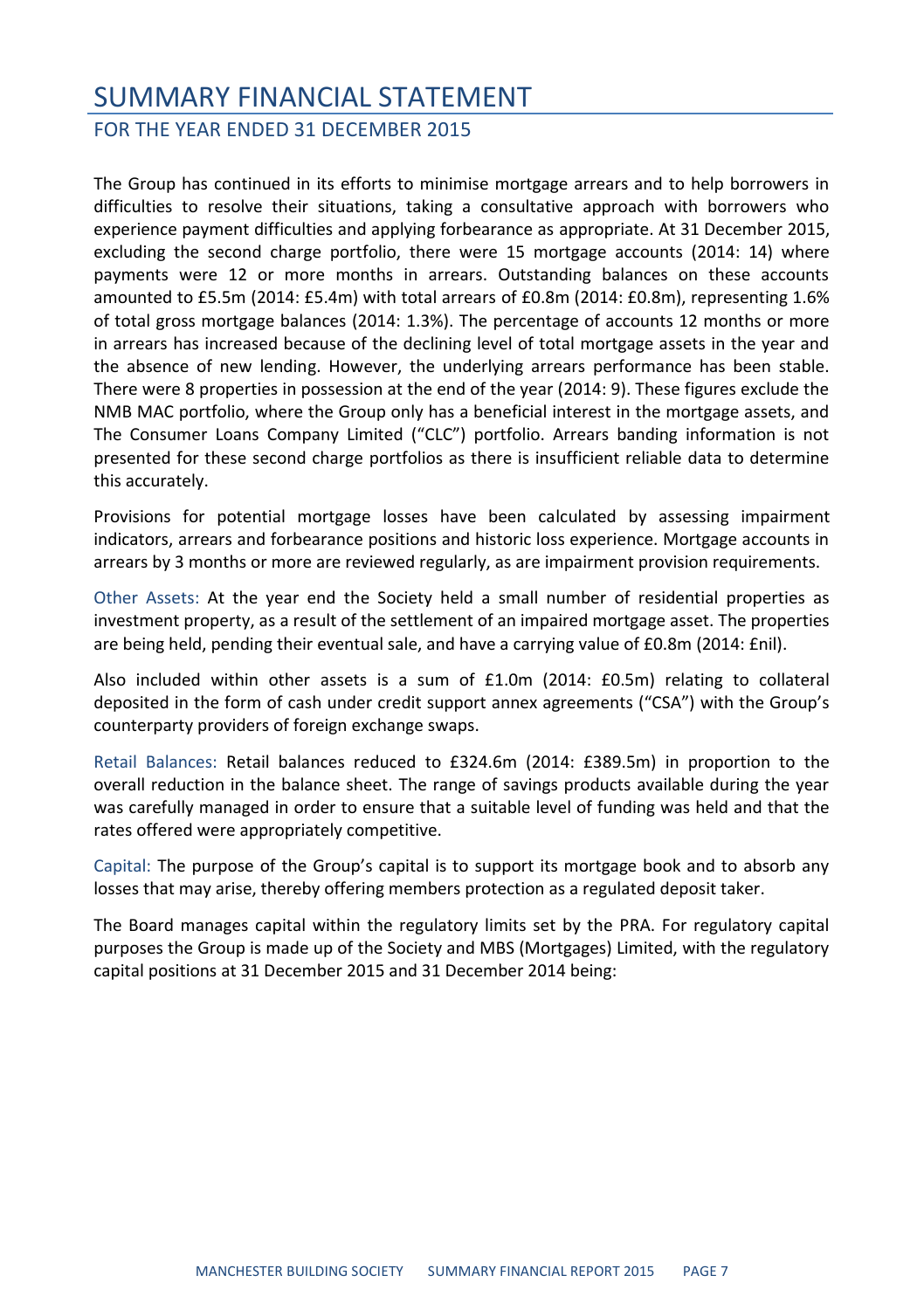# SUMMARY FINANCIAL STATEMENT

## FOR THE YEAR ENDED 31 DECEMBER 2015

The Group has continued in its efforts to minimise mortgage arrears and to help borrowers in difficulties to resolve their situations, taking a consultative approach with borrowers who experience payment difficulties and applying forbearance as appropriate. At 31 December 2015, excluding the second charge portfolio, there were 15 mortgage accounts (2014: 14) where payments were 12 or more months in arrears. Outstanding balances on these accounts amounted to £5.5m (2014: £5.4m) with total arrears of £0.8m (2014: £0.8m), representing 1.6% of total gross mortgage balances (2014: 1.3%). The percentage of accounts 12 months or more in arrears has increased because of the declining level of total mortgage assets in the year and the absence of new lending. However, the underlying arrears performance has been stable. There were 8 properties in possession at the end of the year (2014: 9). These figures exclude the NMB MAC portfolio, where the Group only has a beneficial interest in the mortgage assets, and The Consumer Loans Company Limited ("CLC") portfolio. Arrears banding information is not presented for these second charge portfolios as there is insufficient reliable data to determine this accurately.

Provisions for potential mortgage losses have been calculated by assessing impairment indicators, arrears and forbearance positions and historic loss experience. Mortgage accounts in arrears by 3 months or more are reviewed regularly, as are impairment provision requirements.

Other Assets: At the year end the Society held a small number of residential properties as investment property, as a result of the settlement of an impaired mortgage asset. The properties are being held, pending their eventual sale, and have a carrying value of £0.8m (2014: £nil).

Also included within other assets is a sum of £1.0m (2014: £0.5m) relating to collateral deposited in the form of cash under credit support annex agreements ("CSA") with the Group's counterparty providers of foreign exchange swaps.

Retail Balances: Retail balances reduced to £324.6m (2014: £389.5m) in proportion to the overall reduction in the balance sheet. The range of savings products available during the year was carefully managed in order to ensure that a suitable level of funding was held and that the rates offered were appropriately competitive.

Capital: The purpose of the Group's capital is to support its mortgage book and to absorb any losses that may arise, thereby offering members protection as a regulated deposit taker.

The Board manages capital within the regulatory limits set by the PRA. For regulatory capital purposes the Group is made up of the Society and MBS (Mortgages) Limited, with the regulatory capital positions at 31 December 2015 and 31 December 2014 being: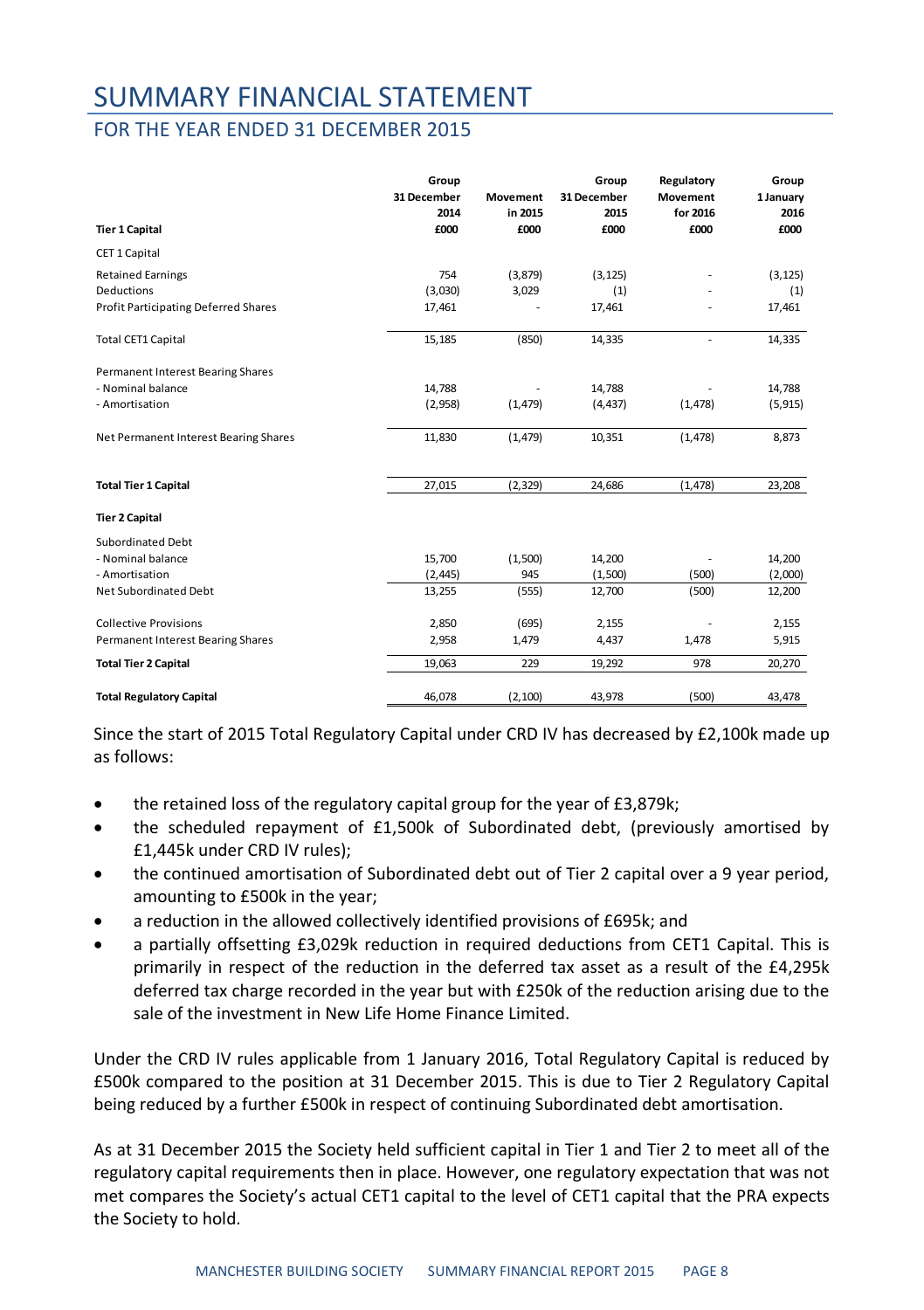# SUMMARY FINANCIAL STATEMENT

## FOR THE YEAR ENDED 31 DECEMBER 2015

| Tier 1 Capital | Group 31 December 2014 £000 | Movement in 2015 £000 | Group 31 December 2015 £000 | Regulatory Movement for 2016 £000 | Group 1 January 2016 £000 |
|---|---|---|---|---|---|
| CET 1 Capital | | | | | |
| Retained Earnings | 754 | (3,879) | (3,125) | - | (3,125) |
| Deductions | (3,030) | 3,029 | (1) | - | (1) |
| Profit Participating Deferred Shares | 17,461 | - | 17,461 | - | 17,461 |
| Total CET1 Capital | 15,185 | (850) | 14,335 | - | 14,335 |
| Permanent Interest Bearing Shares | | | | | |
| - Nominal balance | 14,788 | - | 14,788 | - | 14,788 |
| - Amortisation | (2,958) | (1,479) | (4,437) | (1,478) | (5,915) |
| Net Permanent Interest Bearing Shares | 11,830 | (1,479) | 10,351 | (1,478) | 8,873 |
| **Total Tier 1 Capital** | 27,015 | (2,329) | 24,686 | (1,478) | 23,208 |
| **Tier 2 Capital** | | | | | |
| Subordinated Debt | | | | | |
| - Nominal balance | 15,700 | (1,500) | 14,200 | - | 14,200 |
| - Amortisation | (2,445) | 945 | (1,500) | (500) | (2,000) |
| Net Subordinated Debt | 13,255 | (555) | 12,700 | (500) | 12,200 |
| Collective Provisions | 2,850 | (695) | 2,155 | - | 2,155 |
| Permanent Interest Bearing Shares | 2,958 | 1,479 | 4,437 | 1,478 | 5,915 |
| **Total Tier 2 Capital** | 19,063 | 229 | 19,292 | 978 | 20,270 |
| **Total Regulatory Capital** | 46,078 | (2,100) | 43,978 | (500) | 43,478 |

Since the start of 2015 Total Regulatory Capital under CRD IV has decreased by £2,100k made up as follows:

- the retained loss of the regulatory capital group for the year of £3,879k;
- the scheduled repayment of £1,500k of Subordinated debt, (previously amortised by £1,445k under CRD IV rules);
- the continued amortisation of Subordinated debt out of Tier 2 capital over a 9 year period, amounting to £500k in the year;
- a reduction in the allowed collectively identified provisions of £695k; and
- a partially offsetting £3,029k reduction in required deductions from CET1 Capital. This is primarily in respect of the reduction in the deferred tax asset as a result of the £4,295k deferred tax charge recorded in the year but with £250k of the reduction arising due to the sale of the investment in New Life Home Finance Limited.

Under the CRD IV rules applicable from 1 January 2016, Total Regulatory Capital is reduced by £500k compared to the position at 31 December 2015. This is due to Tier 2 Regulatory Capital being reduced by a further £500k in respect of continuing Subordinated debt amortisation.

As at 31 December 2015 the Society held sufficient capital in Tier 1 and Tier 2 to meet all of the regulatory capital requirements then in place. However, one regulatory expectation that was not met compares the Society's actual CET1 capital to the level of CET1 capital that the PRA expects the Society to hold.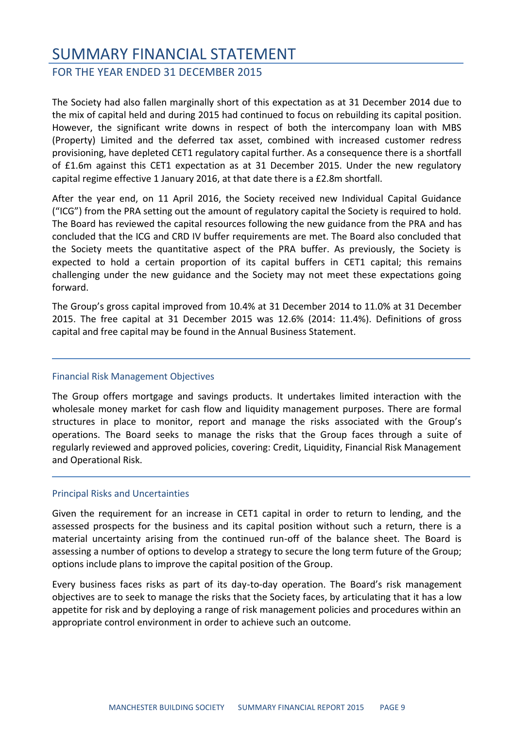# SUMMARY FINANCIAL STATEMENT

## FOR THE YEAR ENDED 31 DECEMBER 2015

The Society had also fallen marginally short of this expectation as at 31 December 2014 due to the mix of capital held and during 2015 had continued to focus on rebuilding its capital position. However, the significant write downs in respect of both the intercompany loan with MBS (Property) Limited and the deferred tax asset, combined with increased customer redress provisioning, have depleted CET1 regulatory capital further. As a consequence there is a shortfall of £1.6m against this CET1 expectation as at 31 December 2015. Under the new regulatory capital regime effective 1 January 2016, at that date there is a £2.8m shortfall.

After the year end, on 11 April 2016, the Society received new Individual Capital Guidance ("ICG") from the PRA setting out the amount of regulatory capital the Society is required to hold. The Board has reviewed the capital resources following the new guidance from the PRA and has concluded that the ICG and CRD IV buffer requirements are met. The Board also concluded that the Society meets the quantitative aspect of the PRA buffer. As previously, the Society is expected to hold a certain proportion of its capital buffers in CET1 capital; this remains challenging under the new guidance and the Society may not meet these expectations going forward.

The Group's gross capital improved from 10.4% at 31 December 2014 to 11.0% at 31 December 2015. The free capital at 31 December 2015 was 12.6% (2014: 11.4%). Definitions of gross capital and free capital may be found in the Annual Business Statement.

### Financial Risk Management Objectives

The Group offers mortgage and savings products. It undertakes limited interaction with the wholesale money market for cash flow and liquidity management purposes. There are formal structures in place to monitor, report and manage the risks associated with the Group's operations. The Board seeks to manage the risks that the Group faces through a suite of regularly reviewed and approved policies, covering: Credit, Liquidity, Financial Risk Management and Operational Risk.

### Principal Risks and Uncertainties

Given the requirement for an increase in CET1 capital in order to return to lending, and the assessed prospects for the business and its capital position without such a return, there is a material uncertainty arising from the continued run-off of the balance sheet. The Board is assessing a number of options to develop a strategy to secure the long term future of the Group; options include plans to improve the capital position of the Group.

Every business faces risks as part of its day-to-day operation. The Board's risk management objectives are to seek to manage the risks that the Society faces, by articulating that it has a low appetite for risk and by deploying a range of risk management policies and procedures within an appropriate control environment in order to achieve such an outcome.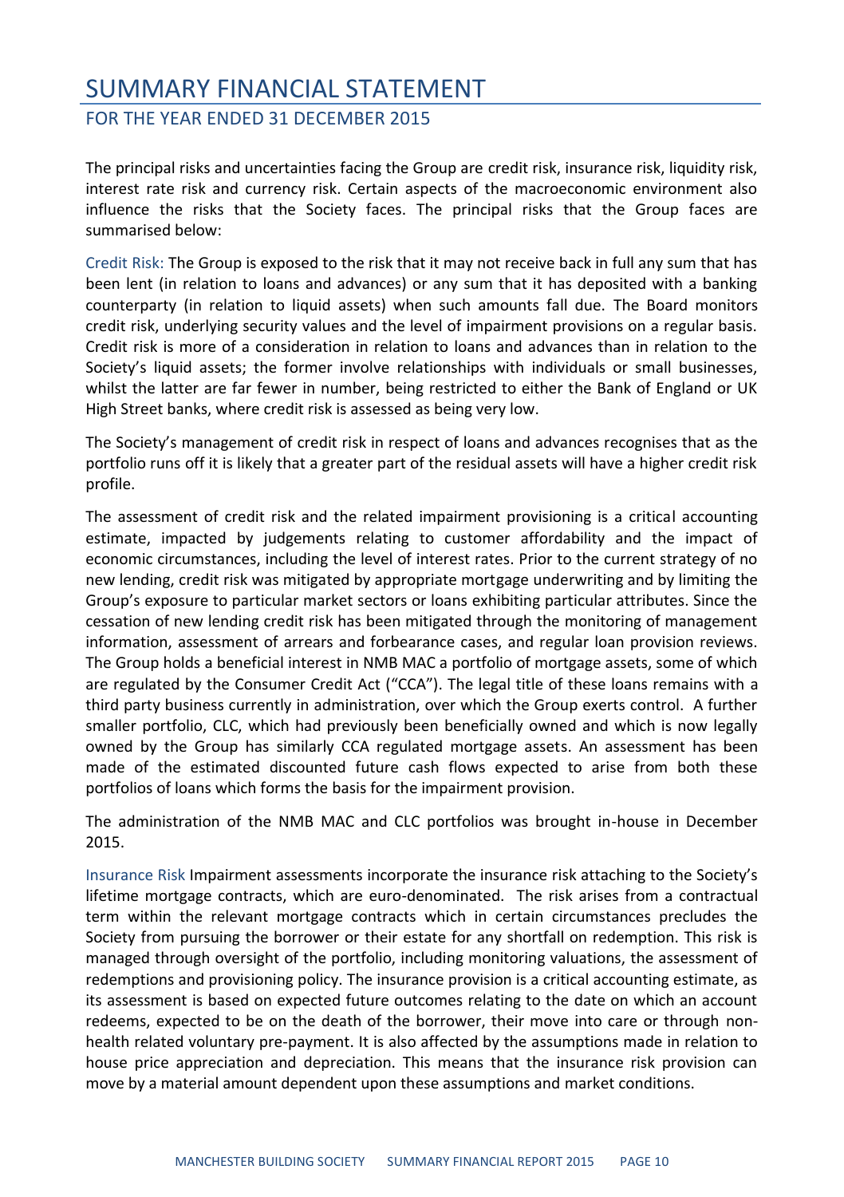# SUMMARY FINANCIAL STATEMENT

## FOR THE YEAR ENDED 31 DECEMBER 2015

The principal risks and uncertainties facing the Group are credit risk, insurance risk, liquidity risk, interest rate risk and currency risk. Certain aspects of the macroeconomic environment also influence the risks that the Society faces. The principal risks that the Group faces are summarised below:

Credit Risk: The Group is exposed to the risk that it may not receive back in full any sum that has been lent (in relation to loans and advances) or any sum that it has deposited with a banking counterparty (in relation to liquid assets) when such amounts fall due. The Board monitors credit risk, underlying security values and the level of impairment provisions on a regular basis. Credit risk is more of a consideration in relation to loans and advances than in relation to the Society's liquid assets; the former involve relationships with individuals or small businesses, whilst the latter are far fewer in number, being restricted to either the Bank of England or UK High Street banks, where credit risk is assessed as being very low.

The Society's management of credit risk in respect of loans and advances recognises that as the portfolio runs off it is likely that a greater part of the residual assets will have a higher credit risk profile.

The assessment of credit risk and the related impairment provisioning is a critical accounting estimate, impacted by judgements relating to customer affordability and the impact of economic circumstances, including the level of interest rates. Prior to the current strategy of no new lending, credit risk was mitigated by appropriate mortgage underwriting and by limiting the Group's exposure to particular market sectors or loans exhibiting particular attributes. Since the cessation of new lending credit risk has been mitigated through the monitoring of management information, assessment of arrears and forbearance cases, and regular loan provision reviews. The Group holds a beneficial interest in NMB MAC a portfolio of mortgage assets, some of which are regulated by the Consumer Credit Act ("CCA"). The legal title of these loans remains with a third party business currently in administration, over which the Group exerts control. A further smaller portfolio, CLC, which had previously been beneficially owned and which is now legally owned by the Group has similarly CCA regulated mortgage assets. An assessment has been made of the estimated discounted future cash flows expected to arise from both these portfolios of loans which forms the basis for the impairment provision.

The administration of the NMB MAC and CLC portfolios was brought in-house in December 2015.

Insurance Risk Impairment assessments incorporate the insurance risk attaching to the Society's lifetime mortgage contracts, which are euro-denominated. The risk arises from a contractual term within the relevant mortgage contracts which in certain circumstances precludes the Society from pursuing the borrower or their estate for any shortfall on redemption. This risk is managed through oversight of the portfolio, including monitoring valuations, the assessment of redemptions and provisioning policy. The insurance provision is a critical accounting estimate, as its assessment is based on expected future outcomes relating to the date on which an account redeems, expected to be on the death of the borrower, their move into care or through non-health related voluntary pre-payment. It is also affected by the assumptions made in relation to house price appreciation and depreciation. This means that the insurance risk provision can move by a material amount dependent upon these assumptions and market conditions.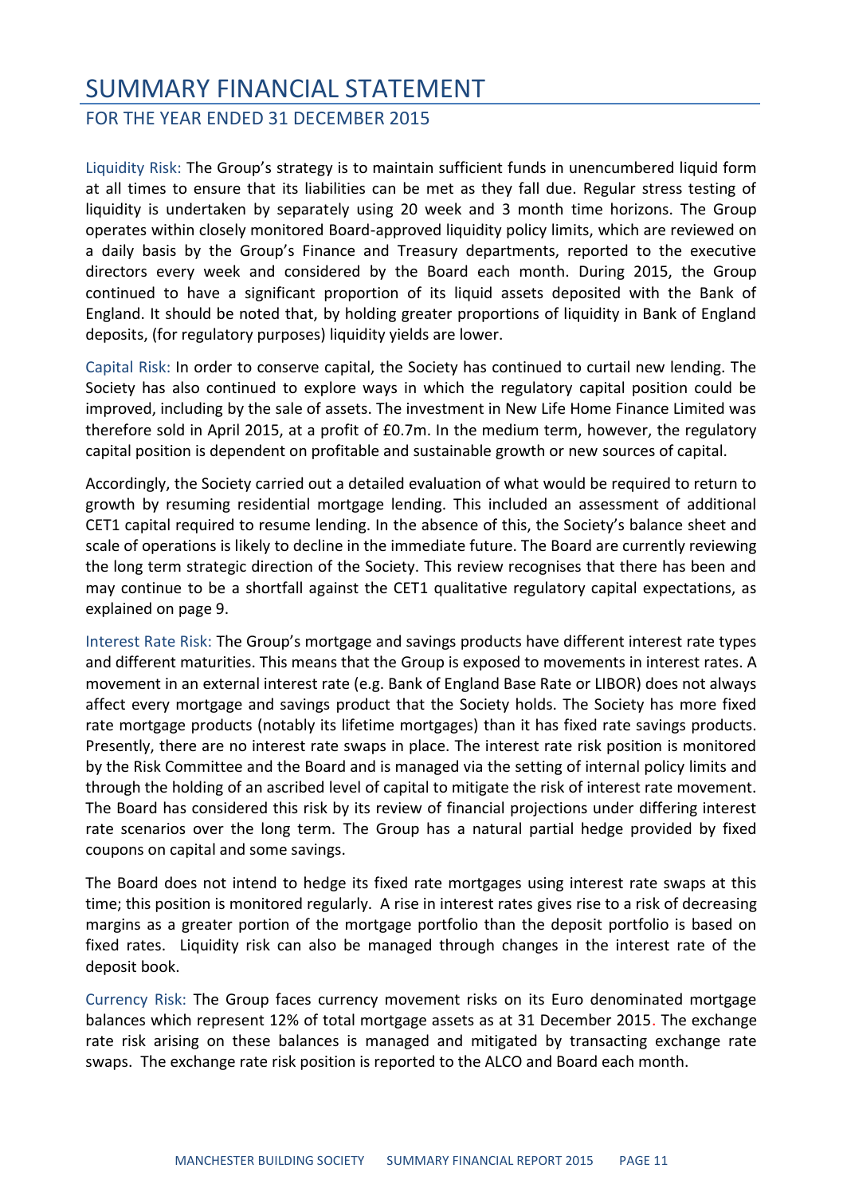# SUMMARY FINANCIAL STATEMENT

## FOR THE YEAR ENDED 31 DECEMBER 2015

Liquidity Risk: The Group's strategy is to maintain sufficient funds in unencumbered liquid form at all times to ensure that its liabilities can be met as they fall due. Regular stress testing of liquidity is undertaken by separately using 20 week and 3 month time horizons. The Group operates within closely monitored Board-approved liquidity policy limits, which are reviewed on a daily basis by the Group's Finance and Treasury departments, reported to the executive directors every week and considered by the Board each month. During 2015, the Group continued to have a significant proportion of its liquid assets deposited with the Bank of England. It should be noted that, by holding greater proportions of liquidity in Bank of England deposits, (for regulatory purposes) liquidity yields are lower.

Capital Risk: In order to conserve capital, the Society has continued to curtail new lending. The Society has also continued to explore ways in which the regulatory capital position could be improved, including by the sale of assets. The investment in New Life Home Finance Limited was therefore sold in April 2015, at a profit of £0.7m. In the medium term, however, the regulatory capital position is dependent on profitable and sustainable growth or new sources of capital.

Accordingly, the Society carried out a detailed evaluation of what would be required to return to growth by resuming residential mortgage lending. This included an assessment of additional CET1 capital required to resume lending. In the absence of this, the Society's balance sheet and scale of operations is likely to decline in the immediate future. The Board are currently reviewing the long term strategic direction of the Society. This review recognises that there has been and may continue to be a shortfall against the CET1 qualitative regulatory capital expectations, as explained on page 9.

Interest Rate Risk: The Group's mortgage and savings products have different interest rate types and different maturities. This means that the Group is exposed to movements in interest rates. A movement in an external interest rate (e.g. Bank of England Base Rate or LIBOR) does not always affect every mortgage and savings product that the Society holds. The Society has more fixed rate mortgage products (notably its lifetime mortgages) than it has fixed rate savings products. Presently, there are no interest rate swaps in place. The interest rate risk position is monitored by the Risk Committee and the Board and is managed via the setting of internal policy limits and through the holding of an ascribed level of capital to mitigate the risk of interest rate movement. The Board has considered this risk by its review of financial projections under differing interest rate scenarios over the long term. The Group has a natural partial hedge provided by fixed coupons on capital and some savings.

The Board does not intend to hedge its fixed rate mortgages using interest rate swaps at this time; this position is monitored regularly. A rise in interest rates gives rise to a risk of decreasing margins as a greater portion of the mortgage portfolio than the deposit portfolio is based on fixed rates. Liquidity risk can also be managed through changes in the interest rate of the deposit book.

Currency Risk: The Group faces currency movement risks on its Euro denominated mortgage balances which represent 12% of total mortgage assets as at 31 December 2015. The exchange rate risk arising on these balances is managed and mitigated by transacting exchange rate swaps. The exchange rate risk position is reported to the ALCO and Board each month.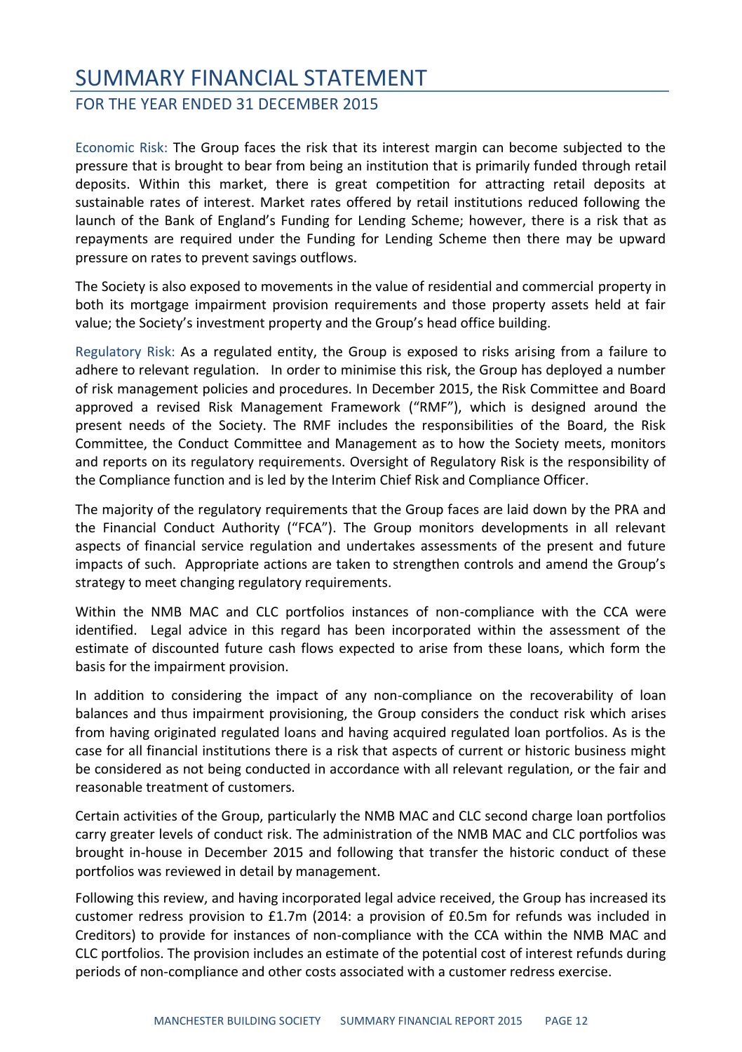# SUMMARY FINANCIAL STATEMENT

## FOR THE YEAR ENDED 31 DECEMBER 2015

Economic Risk: The Group faces the risk that its interest margin can become subjected to the pressure that is brought to bear from being an institution that is primarily funded through retail deposits. Within this market, there is great competition for attracting retail deposits at sustainable rates of interest. Market rates offered by retail institutions reduced following the launch of the Bank of England's Funding for Lending Scheme; however, there is a risk that as repayments are required under the Funding for Lending Scheme then there may be upward pressure on rates to prevent savings outflows.

The Society is also exposed to movements in the value of residential and commercial property in both its mortgage impairment provision requirements and those property assets held at fair value; the Society's investment property and the Group's head office building.

Regulatory Risk: As a regulated entity, the Group is exposed to risks arising from a failure to adhere to relevant regulation. In order to minimise this risk, the Group has deployed a number of risk management policies and procedures. In December 2015, the Risk Committee and Board approved a revised Risk Management Framework ("RMF"), which is designed around the present needs of the Society. The RMF includes the responsibilities of the Board, the Risk Committee, the Conduct Committee and Management as to how the Society meets, monitors and reports on its regulatory requirements. Oversight of Regulatory Risk is the responsibility of the Compliance function and is led by the Interim Chief Risk and Compliance Officer.

The majority of the regulatory requirements that the Group faces are laid down by the PRA and the Financial Conduct Authority ("FCA"). The Group monitors developments in all relevant aspects of financial service regulation and undertakes assessments of the present and future impacts of such. Appropriate actions are taken to strengthen controls and amend the Group's strategy to meet changing regulatory requirements.

Within the NMB MAC and CLC portfolios instances of non-compliance with the CCA were identified. Legal advice in this regard has been incorporated within the assessment of the estimate of discounted future cash flows expected to arise from these loans, which form the basis for the impairment provision.

In addition to considering the impact of any non-compliance on the recoverability of loan balances and thus impairment provisioning, the Group considers the conduct risk which arises from having originated regulated loans and having acquired regulated loan portfolios. As is the case for all financial institutions there is a risk that aspects of current or historic business might be considered as not being conducted in accordance with all relevant regulation, or the fair and reasonable treatment of customers.

Certain activities of the Group, particularly the NMB MAC and CLC second charge loan portfolios carry greater levels of conduct risk. The administration of the NMB MAC and CLC portfolios was brought in-house in December 2015 and following that transfer the historic conduct of these portfolios was reviewed in detail by management.

Following this review, and having incorporated legal advice received, the Group has increased its customer redress provision to £1.7m (2014: a provision of £0.5m for refunds was included in Creditors) to provide for instances of non-compliance with the CCA within the NMB MAC and CLC portfolios. The provision includes an estimate of the potential cost of interest refunds during periods of non-compliance and other costs associated with a customer redress exercise.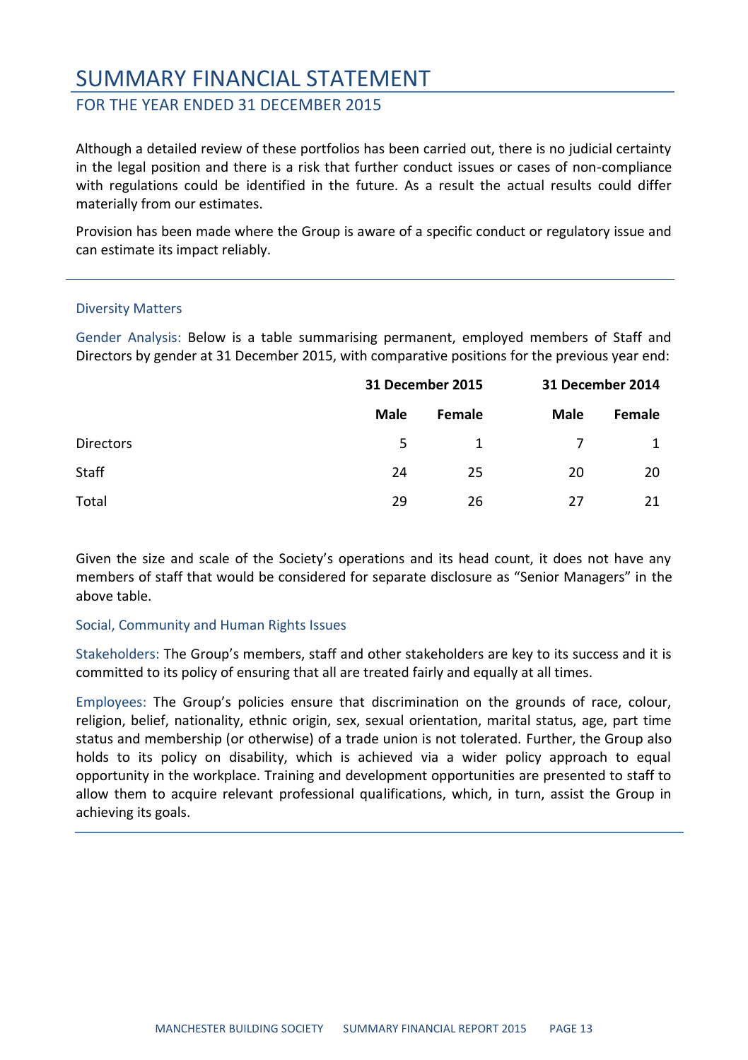# SUMMARY FINANCIAL STATEMENT

## FOR THE YEAR ENDED 31 DECEMBER 2015

Although a detailed review of these portfolios has been carried out, there is no judicial certainty in the legal position and there is a risk that further conduct issues or cases of non-compliance with regulations could be identified in the future. As a result the actual results could differ materially from our estimates.

Provision has been made where the Group is aware of a specific conduct or regulatory issue and can estimate its impact reliably.

### Diversity Matters

Gender Analysis: Below is a table summarising permanent, employed members of Staff and Directors by gender at 31 December 2015, with comparative positions for the previous year end:

| | 31 December 2015 | | 31 December 2014 | |
|---|---|---|---|---|
| | **Male** | **Female** | **Male** | **Female** |
| Directors | 5 | 1 | 7 | 1 |
| Staff | 24 | 25 | 20 | 20 |
| Total | 29 | 26 | 27 | 21 |

Given the size and scale of the Society's operations and its head count, it does not have any members of staff that would be considered for separate disclosure as "Senior Managers" in the above table.

### Social, Community and Human Rights Issues

Stakeholders: The Group's members, staff and other stakeholders are key to its success and it is committed to its policy of ensuring that all are treated fairly and equally at all times.

Employees: The Group's policies ensure that discrimination on the grounds of race, colour, religion, belief, nationality, ethnic origin, sex, sexual orientation, marital status, age, part time status and membership (or otherwise) of a trade union is not tolerated. Further, the Group also holds to its policy on disability, which is achieved via a wider policy approach to equal opportunity in the workplace. Training and development opportunities are presented to staff to allow them to acquire relevant professional qualifications, which, in turn, assist the Group in achieving its goals.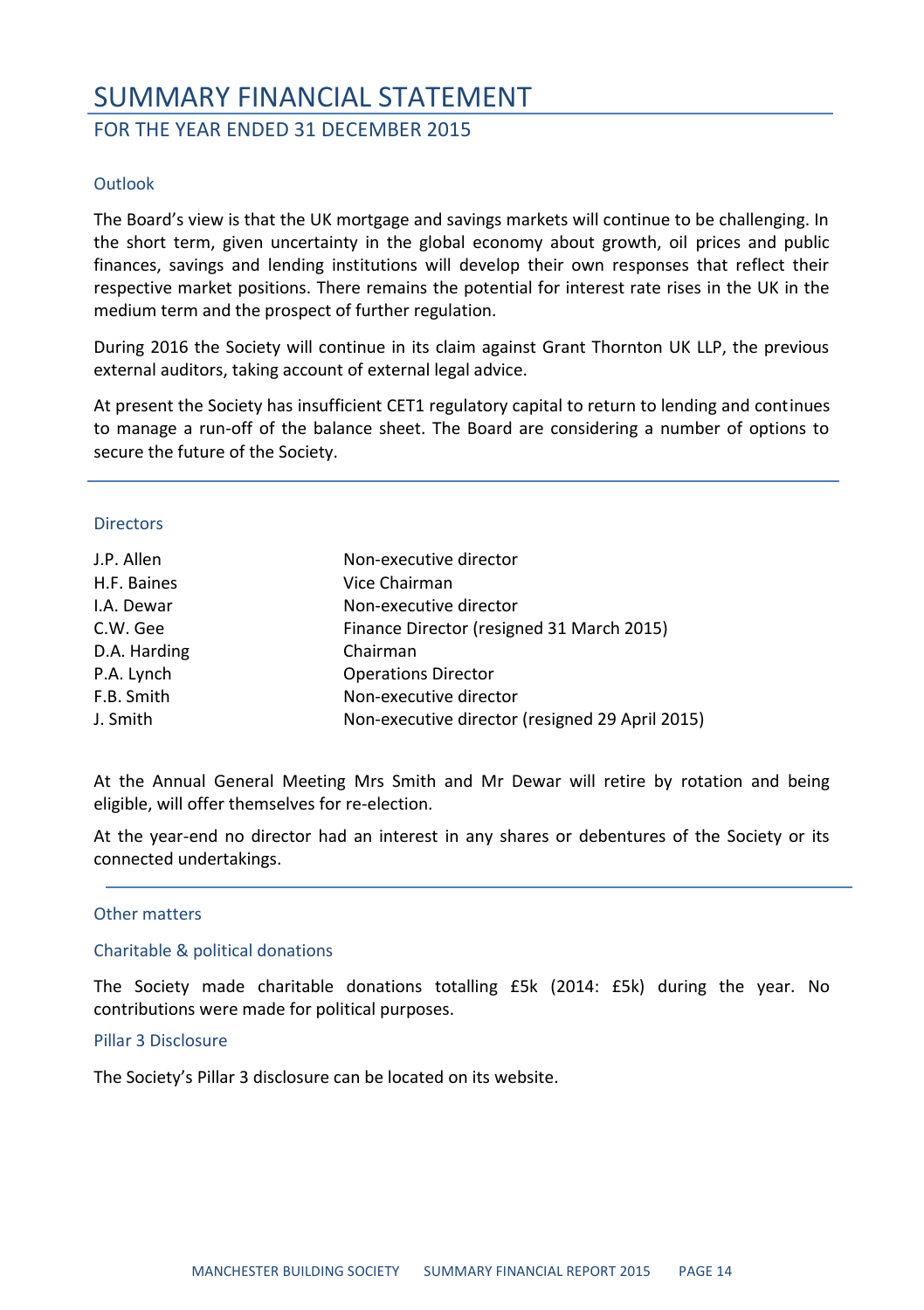# SUMMARY FINANCIAL STATEMENT

## FOR THE YEAR ENDED 31 DECEMBER 2015

### Outlook

The Board's view is that the UK mortgage and savings markets will continue to be challenging. In the short term, given uncertainty in the global economy about growth, oil prices and public finances, savings and lending institutions will develop their own responses that reflect their respective market positions. There remains the potential for interest rate rises in the UK in the medium term and the prospect of further regulation.

During 2016 the Society will continue in its claim against Grant Thornton UK LLP, the previous external auditors, taking account of external legal advice.

At present the Society has insufficient CET1 regulatory capital to return to lending and continues to manage a run-off of the balance sheet. The Board are considering a number of options to secure the future of the Society.

### Directors

| | |
|---|---|
| J.P. Allen | Non-executive director |
| H.F. Baines | Vice Chairman |
| I.A. Dewar | Non-executive director |
| C.W. Gee | Finance Director (resigned 31 March 2015) |
| D.A. Harding | Chairman |
| P.A. Lynch | Operations Director |
| F.B. Smith | Non-executive director |
| J. Smith | Non-executive director (resigned 29 April 2015) |

At the Annual General Meeting Mrs Smith and Mr Dewar will retire by rotation and being eligible, will offer themselves for re-election.

At the year-end no director had an interest in any shares or debentures of the Society or its connected undertakings.

### Other matters

#### Charitable & political donations

The Society made charitable donations totalling £5k (2014: £5k) during the year. No contributions were made for political purposes.

#### Pillar 3 Disclosure

The Society's Pillar 3 disclosure can be located on its website.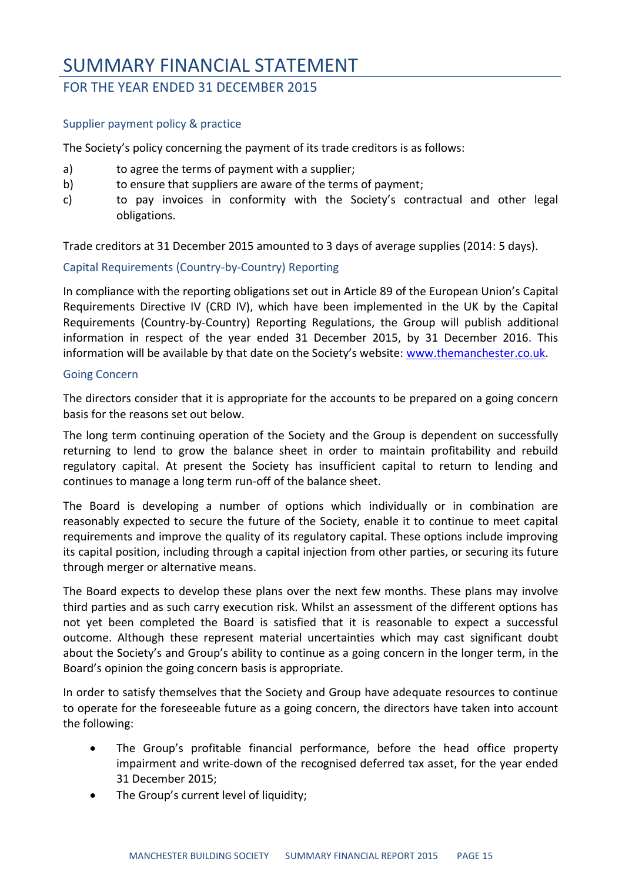# SUMMARY FINANCIAL STATEMENT

## FOR THE YEAR ENDED 31 DECEMBER 2015

### Supplier payment policy & practice

The Society's policy concerning the payment of its trade creditors is as follows:

a) to agree the terms of payment with a supplier;
b) to ensure that suppliers are aware of the terms of payment;
c) to pay invoices in conformity with the Society's contractual and other legal obligations.

Trade creditors at 31 December 2015 amounted to 3 days of average supplies (2014: 5 days).

### Capital Requirements (Country-by-Country) Reporting

In compliance with the reporting obligations set out in Article 89 of the European Union's Capital Requirements Directive IV (CRD IV), which have been implemented in the UK by the Capital Requirements (Country-by-Country) Reporting Regulations, the Group will publish additional information in respect of the year ended 31 December 2015, by 31 December 2016. This information will be available by that date on the Society's website: www.themanchester.co.uk.

### Going Concern

The directors consider that it is appropriate for the accounts to be prepared on a going concern basis for the reasons set out below.

The long term continuing operation of the Society and the Group is dependent on successfully returning to lend to grow the balance sheet in order to maintain profitability and rebuild regulatory capital. At present the Society has insufficient capital to return to lending and continues to manage a long term run-off of the balance sheet.

The Board is developing a number of options which individually or in combination are reasonably expected to secure the future of the Society, enable it to continue to meet capital requirements and improve the quality of its regulatory capital. These options include improving its capital position, including through a capital injection from other parties, or securing its future through merger or alternative means.

The Board expects to develop these plans over the next few months. These plans may involve third parties and as such carry execution risk. Whilst an assessment of the different options has not yet been completed the Board is satisfied that it is reasonable to expect a successful outcome. Although these represent material uncertainties which may cast significant doubt about the Society's and Group's ability to continue as a going concern in the longer term, in the Board's opinion the going concern basis is appropriate.

In order to satisfy themselves that the Society and Group have adequate resources to continue to operate for the foreseeable future as a going concern, the directors have taken into account the following:

- The Group's profitable financial performance, before the head office property impairment and write-down of the recognised deferred tax asset, for the year ended 31 December 2015;
- The Group's current level of liquidity;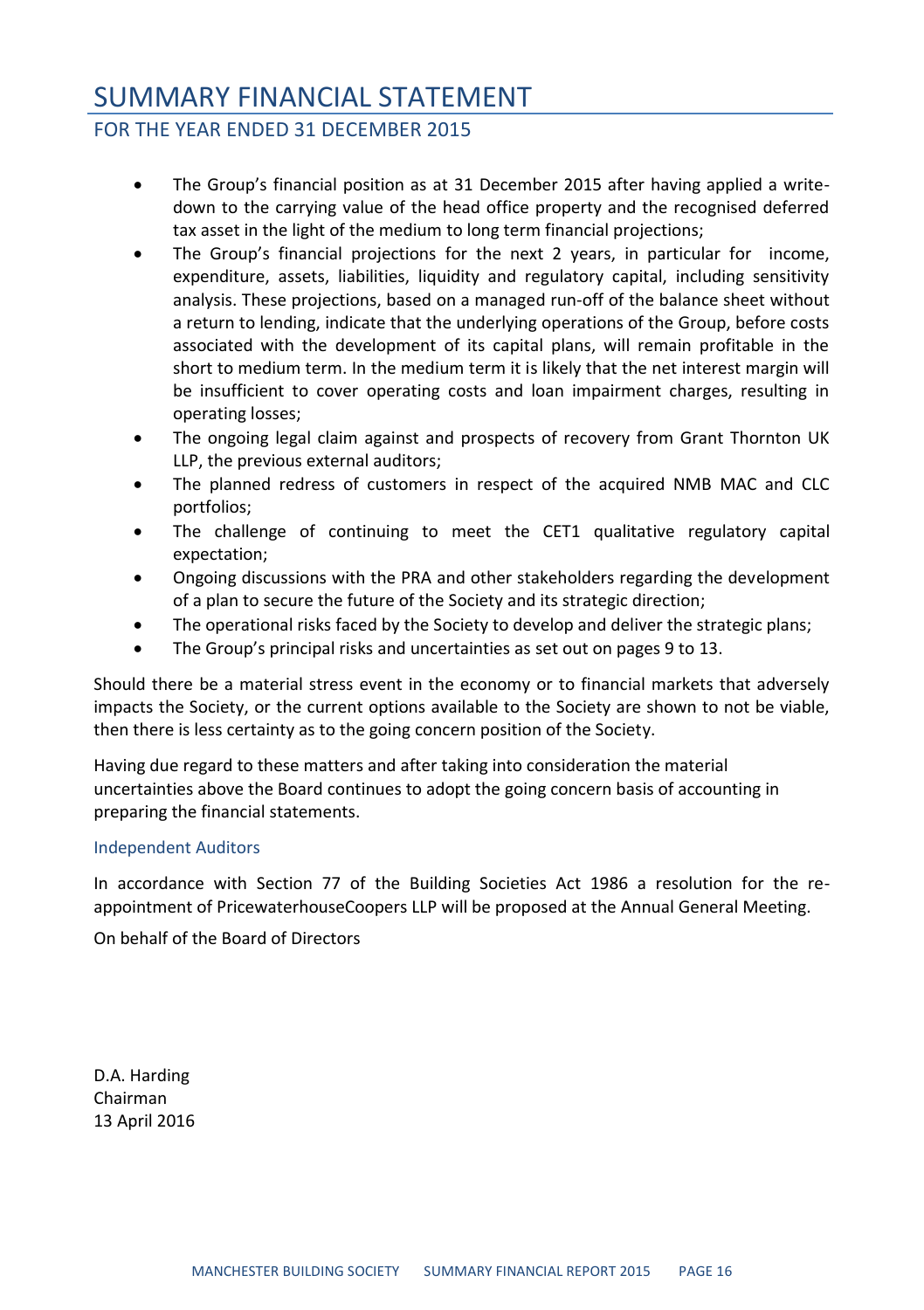# SUMMARY FINANCIAL STATEMENT

## FOR THE YEAR ENDED 31 DECEMBER 2015

- The Group's financial position as at 31 December 2015 after having applied a write-down to the carrying value of the head office property and the recognised deferred tax asset in the light of the medium to long term financial projections;
- The Group's financial projections for the next 2 years, in particular for income, expenditure, assets, liabilities, liquidity and regulatory capital, including sensitivity analysis. These projections, based on a managed run-off of the balance sheet without a return to lending, indicate that the underlying operations of the Group, before costs associated with the development of its capital plans, will remain profitable in the short to medium term. In the medium term it is likely that the net interest margin will be insufficient to cover operating costs and loan impairment charges, resulting in operating losses;
- The ongoing legal claim against and prospects of recovery from Grant Thornton UK LLP, the previous external auditors;
- The planned redress of customers in respect of the acquired NMB MAC and CLC portfolios;
- The challenge of continuing to meet the CET1 qualitative regulatory capital expectation;
- Ongoing discussions with the PRA and other stakeholders regarding the development of a plan to secure the future of the Society and its strategic direction;
- The operational risks faced by the Society to develop and deliver the strategic plans;
- The Group's principal risks and uncertainties as set out on pages 9 to 13.

Should there be a material stress event in the economy or to financial markets that adversely impacts the Society, or the current options available to the Society are shown to not be viable, then there is less certainty as to the going concern position of the Society.

Having due regard to these matters and after taking into consideration the material uncertainties above the Board continues to adopt the going concern basis of accounting in preparing the financial statements.

### Independent Auditors

In accordance with Section 77 of the Building Societies Act 1986 a resolution for the re-appointment of PricewaterhouseCoopers LLP will be proposed at the Annual General Meeting.

On behalf of the Board of Directors

D.A. Harding
Chairman
13 April 2016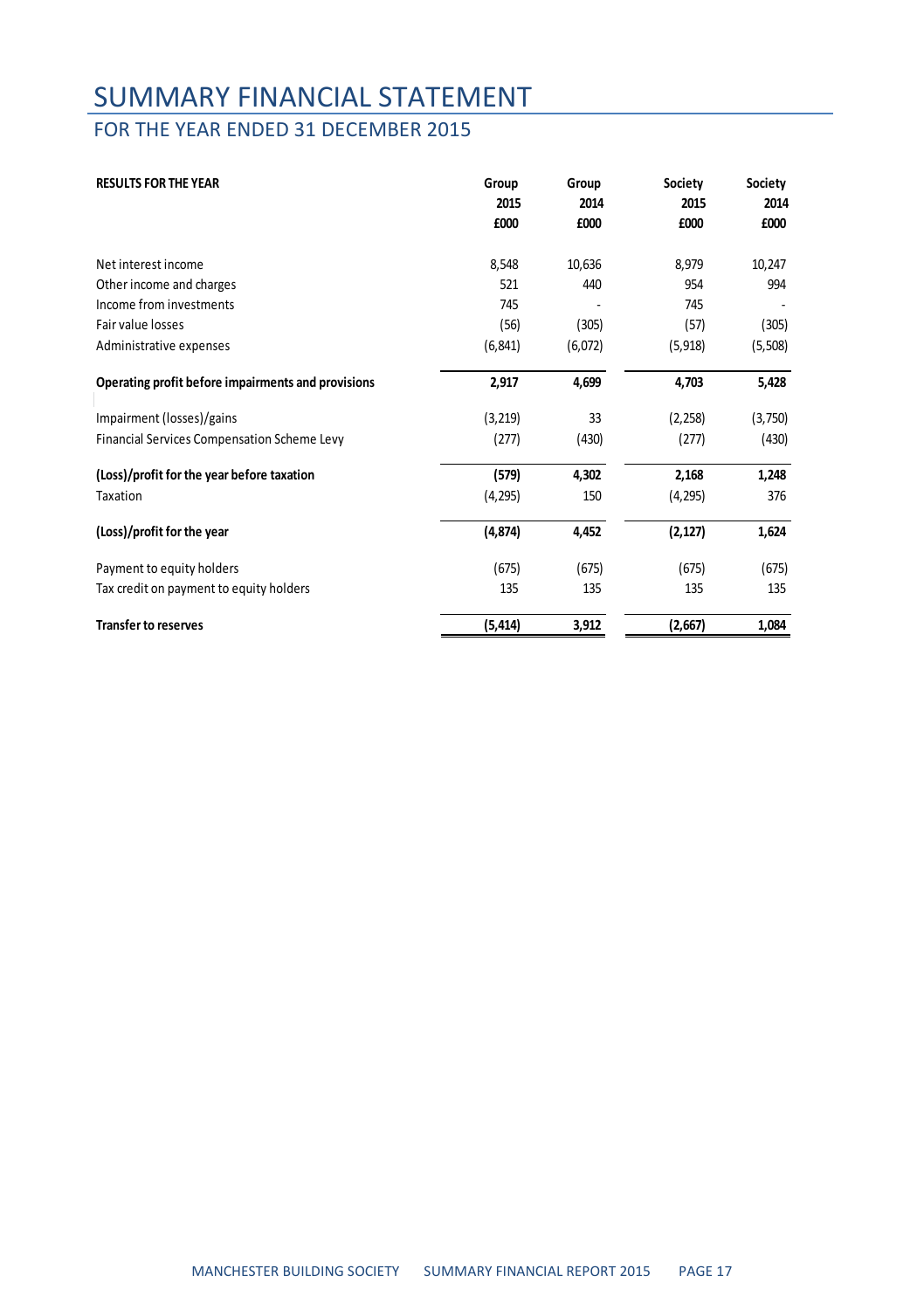# SUMMARY FINANCIAL STATEMENT

## FOR THE YEAR ENDED 31 DECEMBER 2015

| RESULTS FOR THE YEAR | Group 2015 £000 | Group 2014 £000 | Society 2015 £000 | Society 2014 £000 |
|---|---|---|---|---|
| Net interest income | 8,548 | 10,636 | 8,979 | 10,247 |
| Other income and charges | 521 | 440 | 954 | 994 |
| Income from investments | 745 | - | 745 | - |
| Fair value losses | (56) | (305) | (57) | (305) |
| Administrative expenses | (6,841) | (6,072) | (5,918) | (5,508) |
| **Operating profit before impairments and provisions** | **2,917** | **4,699** | **4,703** | **5,428** |
| Impairment (losses)/gains | (3,219) | 33 | (2,258) | (3,750) |
| Financial Services Compensation Scheme Levy | (277) | (430) | (277) | (430) |
| **(Loss)/profit for the year before taxation** | **(579)** | **4,302** | **2,168** | **1,248** |
| Taxation | (4,295) | 150 | (4,295) | 376 |
| **(Loss)/profit for the year** | **(4,874)** | **4,452** | **(2,127)** | **1,624** |
| Payment to equity holders | (675) | (675) | (675) | (675) |
| Tax credit on payment to equity holders | 135 | 135 | 135 | 135 |
| **Transfer to reserves** | **(5,414)** | **3,912** | **(2,667)** | **1,084** |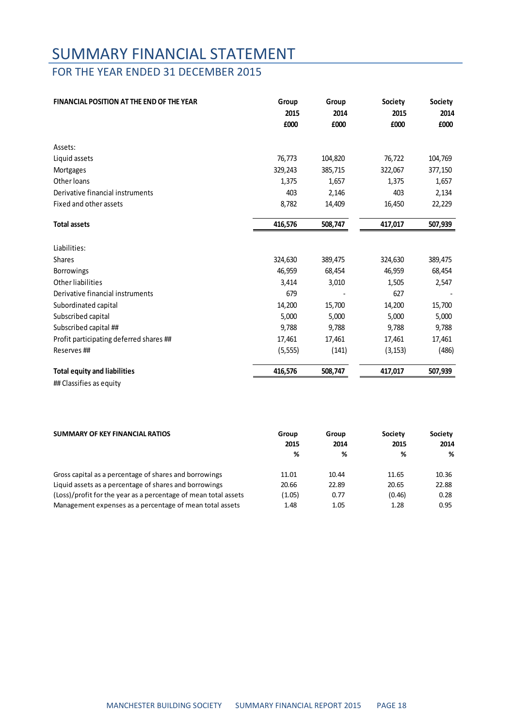# SUMMARY FINANCIAL STATEMENT

## FOR THE YEAR ENDED 31 DECEMBER 2015

| FINANCIAL POSITION AT THE END OF THE YEAR | Group 2015 £000 | Group 2014 £000 | Society 2015 £000 | Society 2014 £000 |
|---|---|---|---|---|
| Assets: | | | | |
| Liquid assets | 76,773 | 104,820 | 76,722 | 104,769 |
| Mortgages | 329,243 | 385,715 | 322,067 | 377,150 |
| Other loans | 1,375 | 1,657 | 1,375 | 1,657 |
| Derivative financial instruments | 403 | 2,146 | 403 | 2,134 |
| Fixed and other assets | 8,782 | 14,409 | 16,450 | 22,229 |
| **Total assets** | **416,576** | **508,747** | **417,017** | **507,939** |
| Liabilities: | | | | |
| Shares | 324,630 | 389,475 | 324,630 | 389,475 |
| Borrowings | 46,959 | 68,454 | 46,959 | 68,454 |
| Other liabilities | 3,414 | 3,010 | 1,505 | 2,547 |
| Derivative financial instruments | 679 | - | 627 | - |
| Subordinated capital | 14,200 | 15,700 | 14,200 | 15,700 |
| Subscribed capital | 5,000 | 5,000 | 5,000 | 5,000 |
| Subscribed capital ## | 9,788 | 9,788 | 9,788 | 9,788 |
| Profit participating deferred shares ## | 17,461 | 17,461 | 17,461 | 17,461 |
| Reserves ## | (5,555) | (141) | (3,153) | (486) |
| **Total equity and liabilities** | **416,576** | **508,747** | **417,017** | **507,939** |

## Classifies as equity

| SUMMARY OF KEY FINANCIAL RATIOS | Group 2015 % | Group 2014 % | Society 2015 % | Society 2014 % |
|---|---|---|---|---|
| Gross capital as a percentage of shares and borrowings | 11.01 | 10.44 | 11.65 | 10.36 |
| Liquid assets as a percentage of shares and borrowings | 20.66 | 22.89 | 20.65 | 22.88 |
| (Loss)/profit for the year as a percentage of mean total assets | (1.05) | 0.77 | (0.46) | 0.28 |
| Management expenses as a percentage of mean total assets | 1.48 | 1.05 | 1.28 | 0.95 |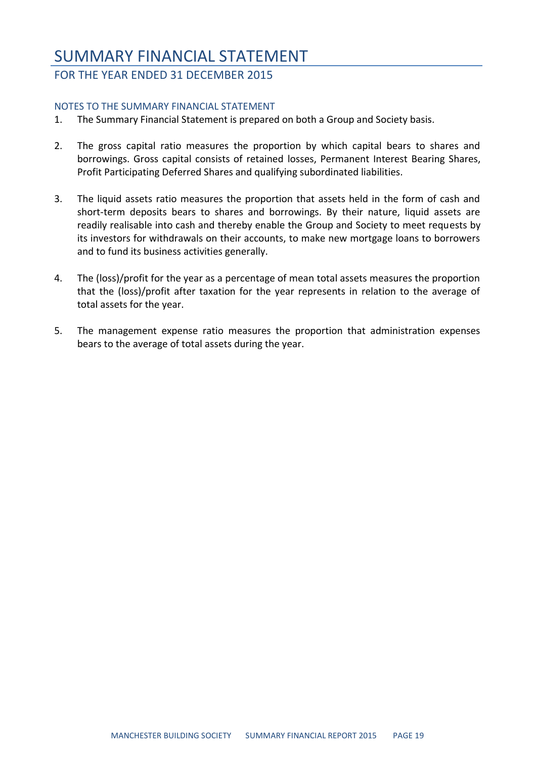# SUMMARY FINANCIAL STATEMENT

## FOR THE YEAR ENDED 31 DECEMBER 2015

### NOTES TO THE SUMMARY FINANCIAL STATEMENT

1. The Summary Financial Statement is prepared on both a Group and Society basis.

2. The gross capital ratio measures the proportion by which capital bears to shares and borrowings. Gross capital consists of retained losses, Permanent Interest Bearing Shares, Profit Participating Deferred Shares and qualifying subordinated liabilities.

3. The liquid assets ratio measures the proportion that assets held in the form of cash and short-term deposits bears to shares and borrowings. By their nature, liquid assets are readily realisable into cash and thereby enable the Group and Society to meet requests by its investors for withdrawals on their accounts, to make new mortgage loans to borrowers and to fund its business activities generally.

4. The (loss)/profit for the year as a percentage of mean total assets measures the proportion that the (loss)/profit after taxation for the year represents in relation to the average of total assets for the year.

5. The management expense ratio measures the proportion that administration expenses bears to the average of total assets during the year.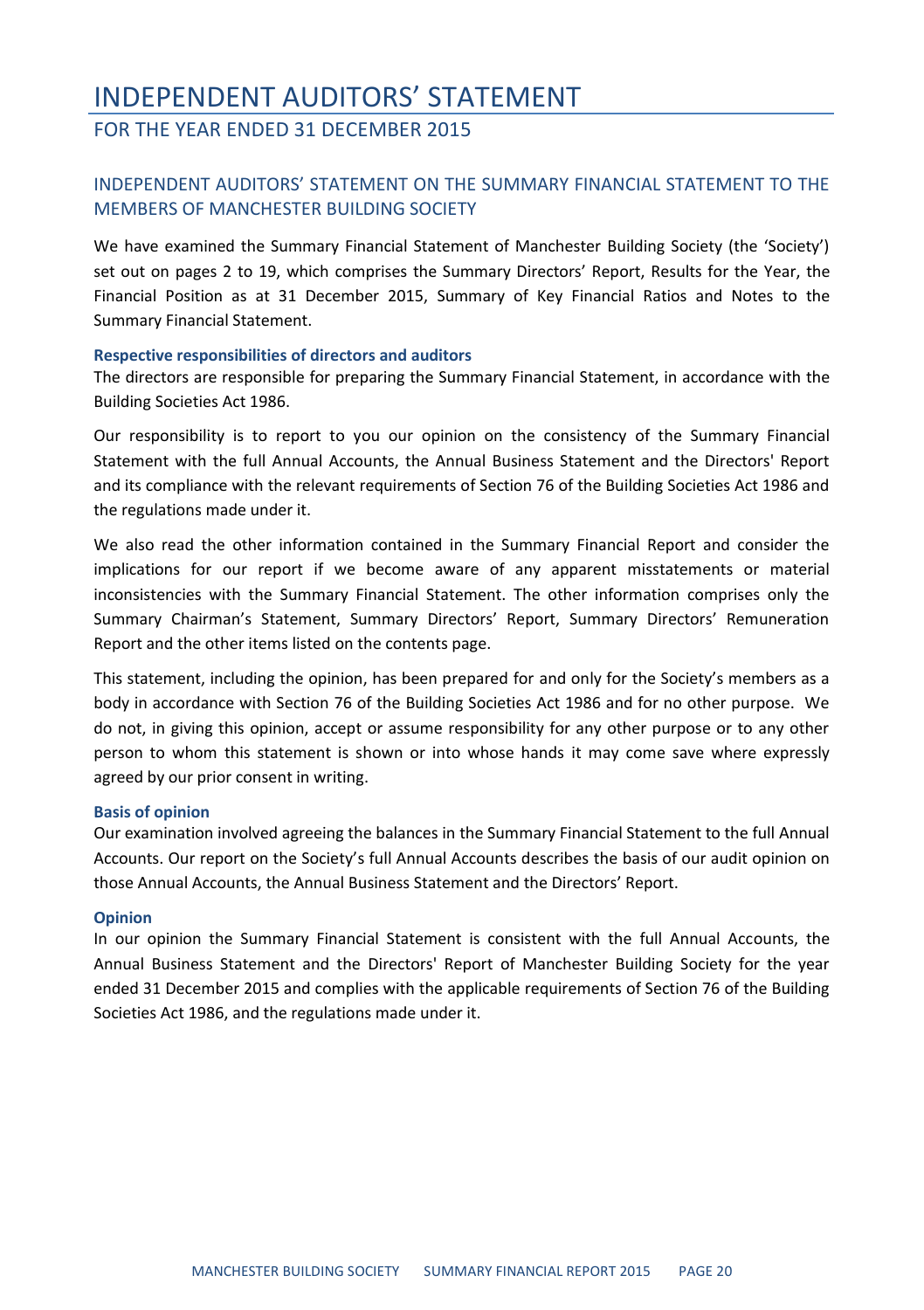# INDEPENDENT AUDITORS' STATEMENT

## FOR THE YEAR ENDED 31 DECEMBER 2015

### INDEPENDENT AUDITORS' STATEMENT ON THE SUMMARY FINANCIAL STATEMENT TO THE MEMBERS OF MANCHESTER BUILDING SOCIETY

We have examined the Summary Financial Statement of Manchester Building Society (the 'Society') set out on pages 2 to 19, which comprises the Summary Directors' Report, Results for the Year, the Financial Position as at 31 December 2015, Summary of Key Financial Ratios and Notes to the Summary Financial Statement.

**Respective responsibilities of directors and auditors**

The directors are responsible for preparing the Summary Financial Statement, in accordance with the Building Societies Act 1986.

Our responsibility is to report to you our opinion on the consistency of the Summary Financial Statement with the full Annual Accounts, the Annual Business Statement and the Directors' Report and its compliance with the relevant requirements of Section 76 of the Building Societies Act 1986 and the regulations made under it.

We also read the other information contained in the Summary Financial Report and consider the implications for our report if we become aware of any apparent misstatements or material inconsistencies with the Summary Financial Statement. The other information comprises only the Summary Chairman's Statement, Summary Directors' Report, Summary Directors' Remuneration Report and the other items listed on the contents page.

This statement, including the opinion, has been prepared for and only for the Society's members as a body in accordance with Section 76 of the Building Societies Act 1986 and for no other purpose. We do not, in giving this opinion, accept or assume responsibility for any other purpose or to any other person to whom this statement is shown or into whose hands it may come save where expressly agreed by our prior consent in writing.

**Basis of opinion**

Our examination involved agreeing the balances in the Summary Financial Statement to the full Annual Accounts. Our report on the Society's full Annual Accounts describes the basis of our audit opinion on those Annual Accounts, the Annual Business Statement and the Directors' Report.

**Opinion**

In our opinion the Summary Financial Statement is consistent with the full Annual Accounts, the Annual Business Statement and the Directors' Report of Manchester Building Society for the year ended 31 December 2015 and complies with the applicable requirements of Section 76 of the Building Societies Act 1986, and the regulations made under it.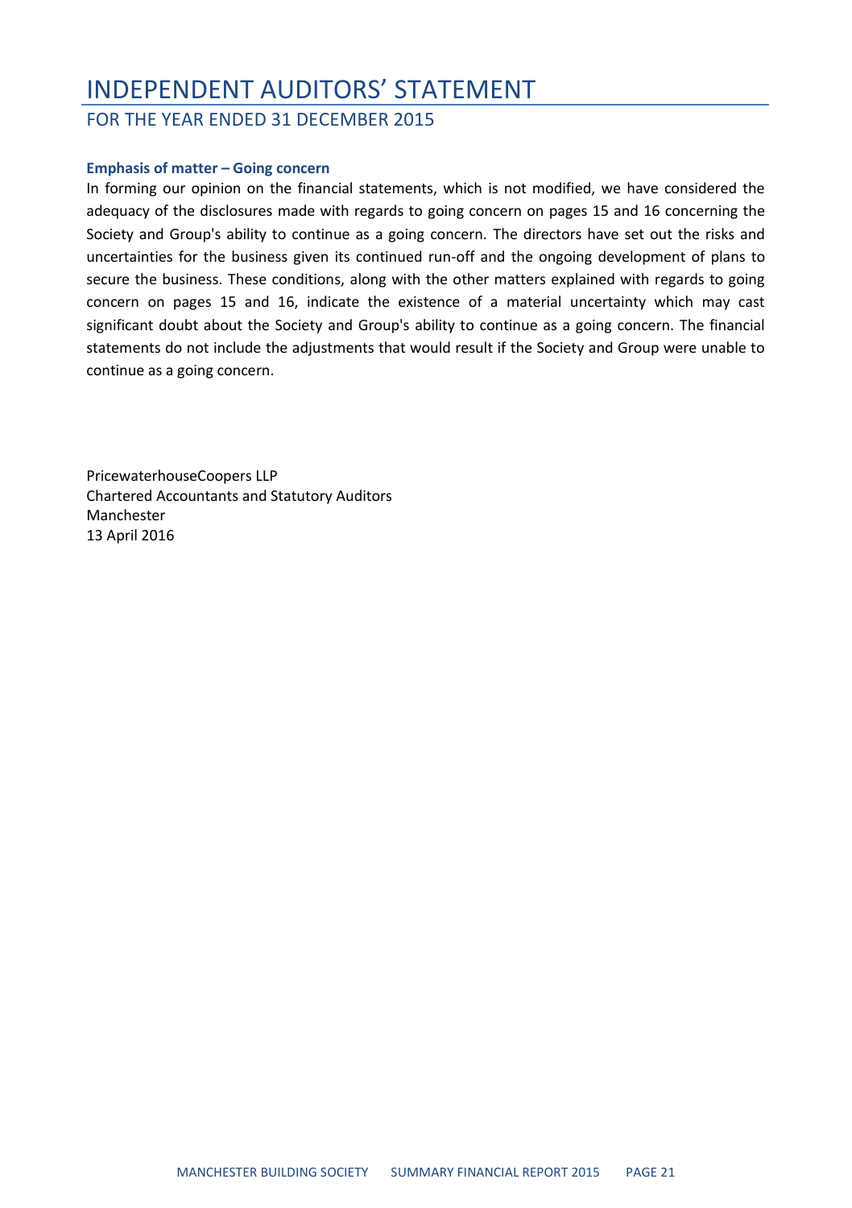# INDEPENDENT AUDITORS' STATEMENT

## FOR THE YEAR ENDED 31 DECEMBER 2015

### Emphasis of matter – Going concern

In forming our opinion on the financial statements, which is not modified, we have considered the adequacy of the disclosures made with regards to going concern on pages 15 and 16 concerning the Society and Group's ability to continue as a going concern. The directors have set out the risks and uncertainties for the business given its continued run-off and the ongoing development of plans to secure the business. These conditions, along with the other matters explained with regards to going concern on pages 15 and 16, indicate the existence of a material uncertainty which may cast significant doubt about the Society and Group's ability to continue as a going concern. The financial statements do not include the adjustments that would result if the Society and Group were unable to continue as a going concern.

PricewaterhouseCoopers LLP
Chartered Accountants and Statutory Auditors
Manchester
13 April 2016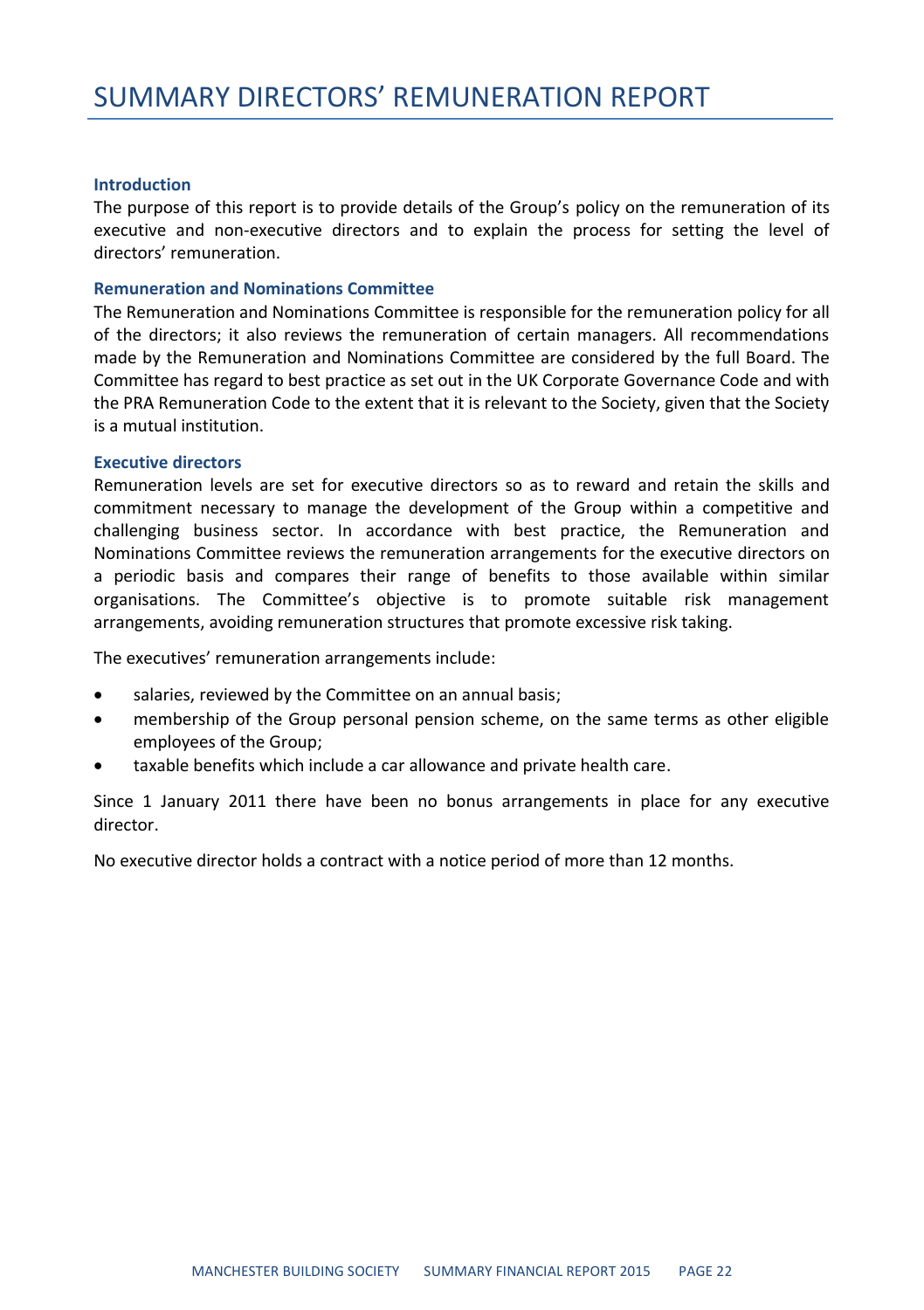# SUMMARY DIRECTORS' REMUNERATION REPORT

### Introduction

The purpose of this report is to provide details of the Group's policy on the remuneration of its executive and non-executive directors and to explain the process for setting the level of directors' remuneration.

### Remuneration and Nominations Committee

The Remuneration and Nominations Committee is responsible for the remuneration policy for all of the directors; it also reviews the remuneration of certain managers. All recommendations made by the Remuneration and Nominations Committee are considered by the full Board. The Committee has regard to best practice as set out in the UK Corporate Governance Code and with the PRA Remuneration Code to the extent that it is relevant to the Society, given that the Society is a mutual institution.

### Executive directors

Remuneration levels are set for executive directors so as to reward and retain the skills and commitment necessary to manage the development of the Group within a competitive and challenging business sector. In accordance with best practice, the Remuneration and Nominations Committee reviews the remuneration arrangements for the executive directors on a periodic basis and compares their range of benefits to those available within similar organisations. The Committee's objective is to promote suitable risk management arrangements, avoiding remuneration structures that promote excessive risk taking.

The executives' remuneration arrangements include:

- salaries, reviewed by the Committee on an annual basis;
- membership of the Group personal pension scheme, on the same terms as other eligible employees of the Group;
- taxable benefits which include a car allowance and private health care.

Since 1 January 2011 there have been no bonus arrangements in place for any executive director.

No executive director holds a contract with a notice period of more than 12 months.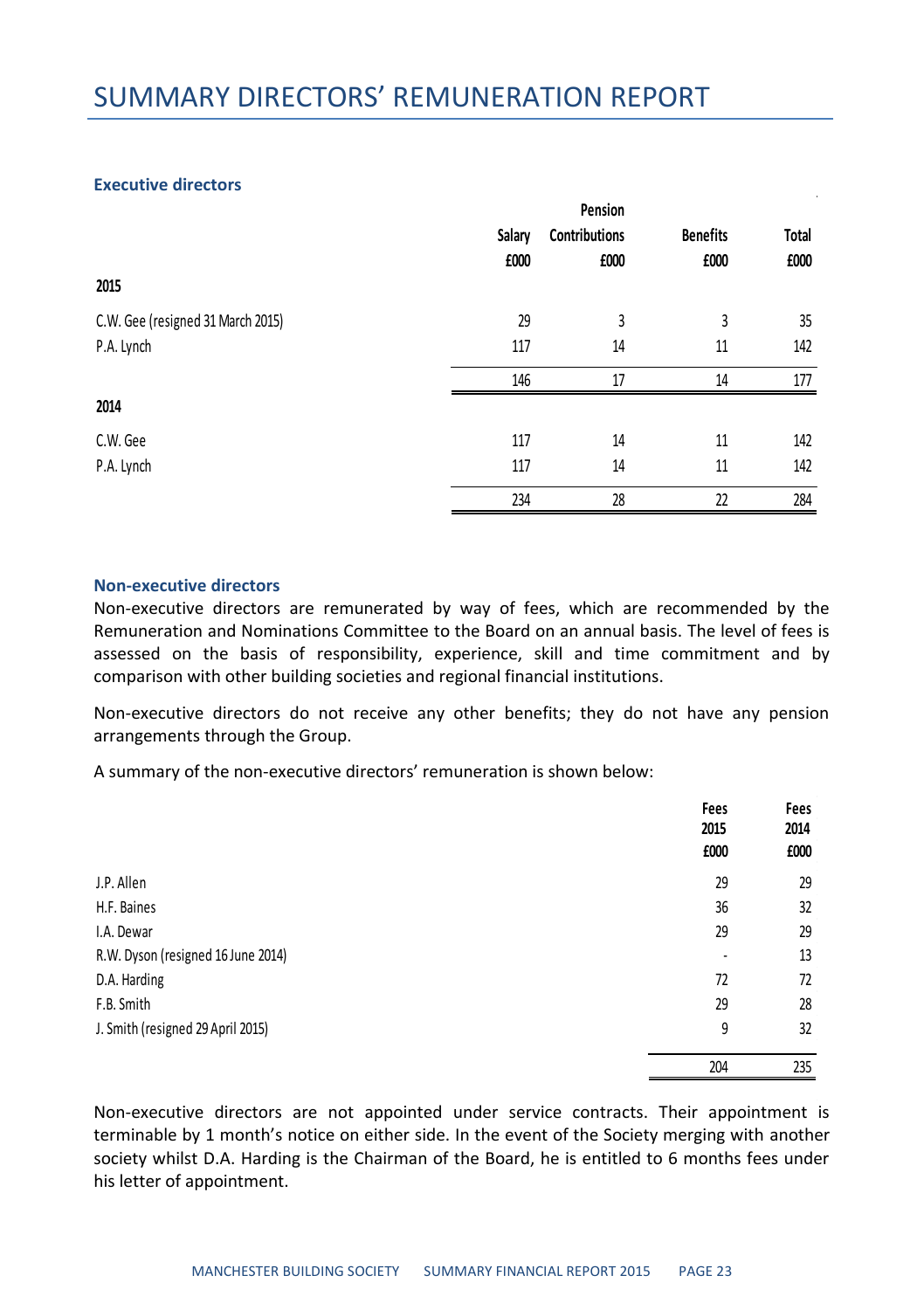# SUMMARY DIRECTORS' REMUNERATION REPORT

### Executive directors

| | Salary £000 | Pension Contributions £000 | Benefits £000 | Total £000 |
|---|---|---|---|---|
| **2015** | | | | |
| C.W. Gee (resigned 31 March 2015) | 29 | 3 | 3 | 35 |
| P.A. Lynch | 117 | 14 | 11 | 142 |
| | 146 | 17 | 14 | 177 |
| **2014** | | | | |
| C.W. Gee | 117 | 14 | 11 | 142 |
| P.A. Lynch | 117 | 14 | 11 | 142 |
| | 234 | 28 | 22 | 284 |

### Non-executive directors

Non-executive directors are remunerated by way of fees, which are recommended by the Remuneration and Nominations Committee to the Board on an annual basis. The level of fees is assessed on the basis of responsibility, experience, skill and time commitment and by comparison with other building societies and regional financial institutions.

Non-executive directors do not receive any other benefits; they do not have any pension arrangements through the Group.

A summary of the non-executive directors' remuneration is shown below:

| | Fees 2015 £000 | Fees 2014 £000 |
|---|---|---|
| J.P. Allen | 29 | 29 |
| H.F. Baines | 36 | 32 |
| I.A. Dewar | 29 | 29 |
| R.W. Dyson (resigned 16 June 2014) | - | 13 |
| D.A. Harding | 72 | 72 |
| F.B. Smith | 29 | 28 |
| J. Smith (resigned 29 April 2015) | 9 | 32 |
| | 204 | 235 |

Non-executive directors are not appointed under service contracts. Their appointment is terminable by 1 month's notice on either side. In the event of the Society merging with another society whilst D.A. Harding is the Chairman of the Board, he is entitled to 6 months fees under his letter of appointment.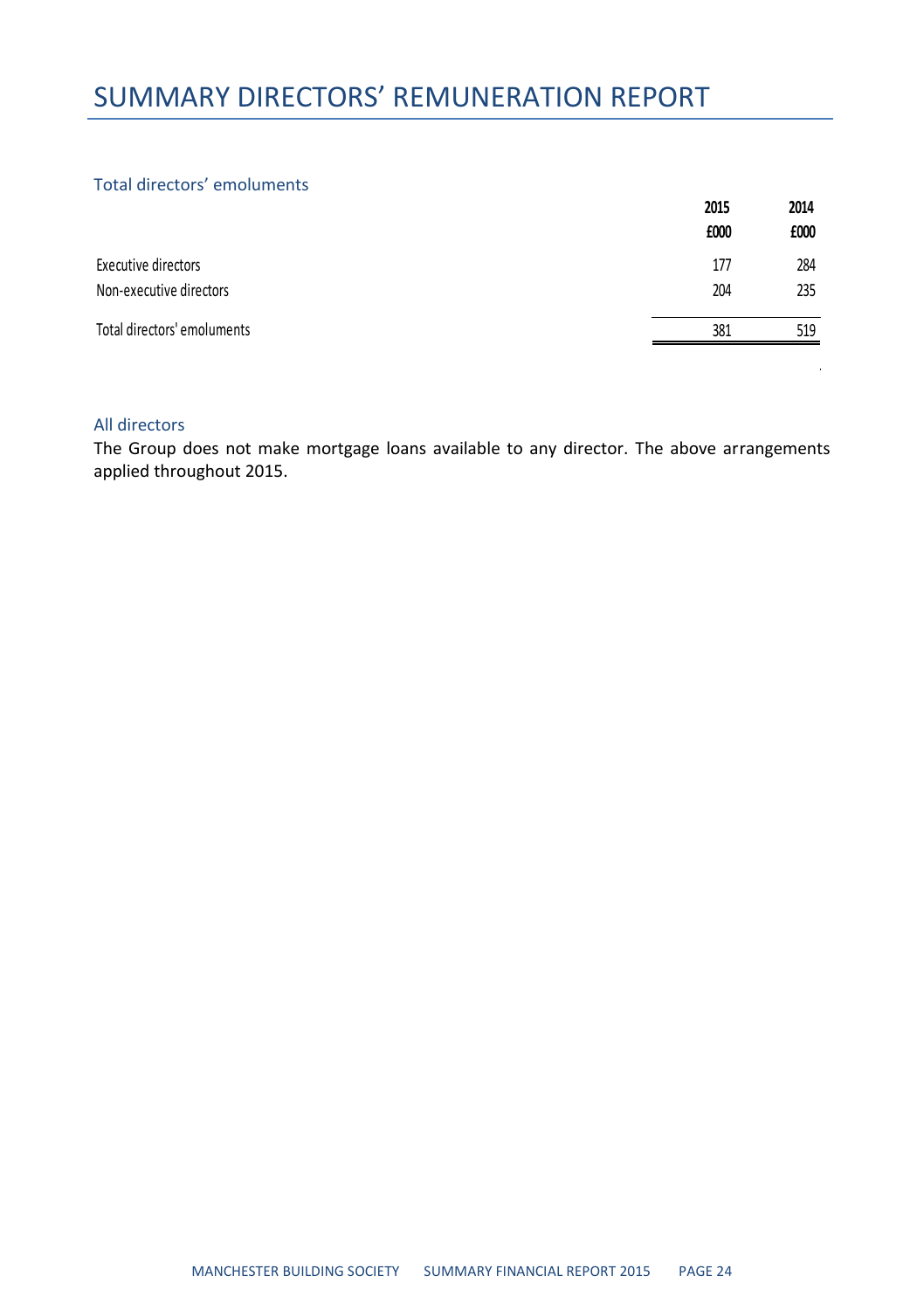# SUMMARY DIRECTORS' REMUNERATION REPORT

## Total directors' emoluments

| | 2015 | 2014 |
|---|---|---|
| | £000 | £000 |
| Executive directors | 177 | 284 |
| Non-executive directors | 204 | 235 |
| Total directors' emoluments | 381 | 519 |

## All directors

The Group does not make mortgage loans available to any director. The above arrangements applied throughout 2015.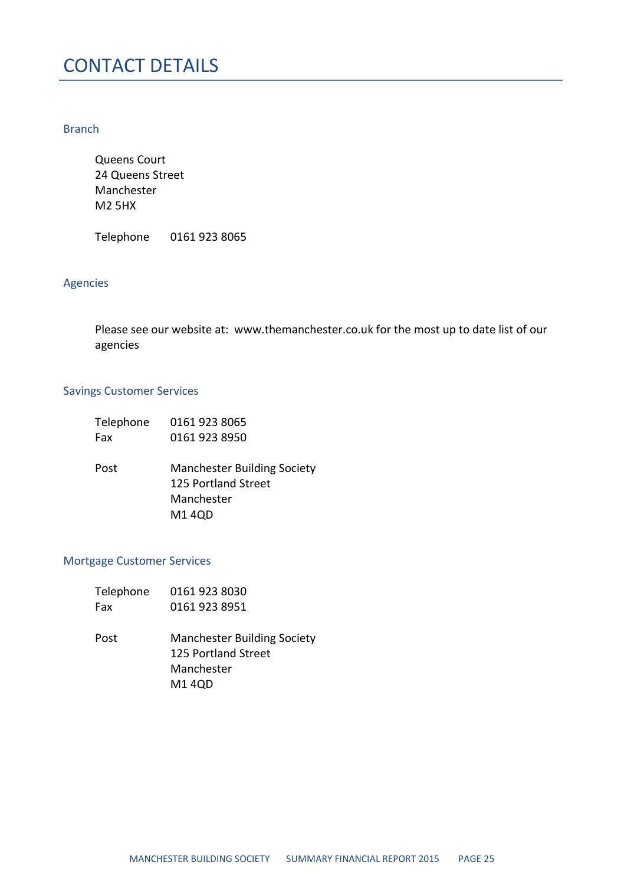# CONTACT DETAILS

## Branch

Queens Court
24 Queens Street
Manchester
M2 5HX

Telephone 0161 923 8065

## Agencies

Please see our website at: www.themanchester.co.uk for the most up to date list of our agencies

## Savings Customer Services

Telephone 0161 923 8065
Fax 0161 923 8950

Post Manchester Building Society
125 Portland Street
Manchester
M1 4QD

## Mortgage Customer Services

Telephone 0161 923 8030
Fax 0161 923 8951

Post Manchester Building Society
125 Portland Street
Manchester
M1 4QD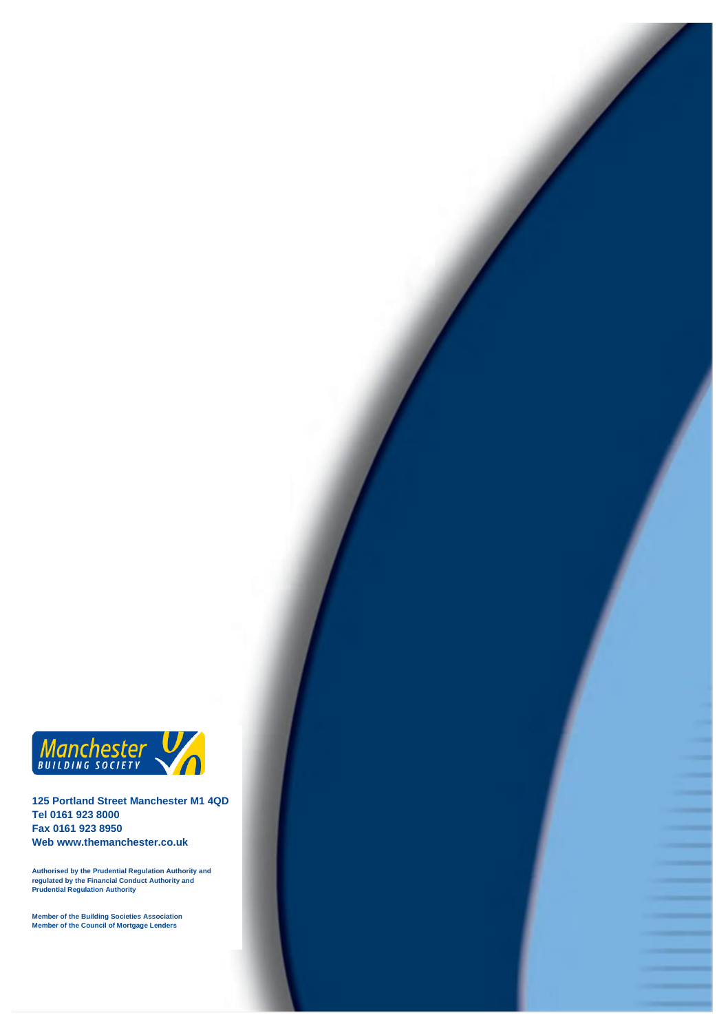Manchester BUILDING SOCIETY

**125 Portland Street Manchester M1 4QD**
**Tel 0161 923 8000**
**Fax 0161 923 8950**
**Web www.themanchester.co.uk**

**Authorised by the Prudential Regulation Authority and regulated by the Financial Conduct Authority and Prudential Regulation Authority**

**Member of the Building Societies Association**
**Member of the Council of Mortgage Lenders**